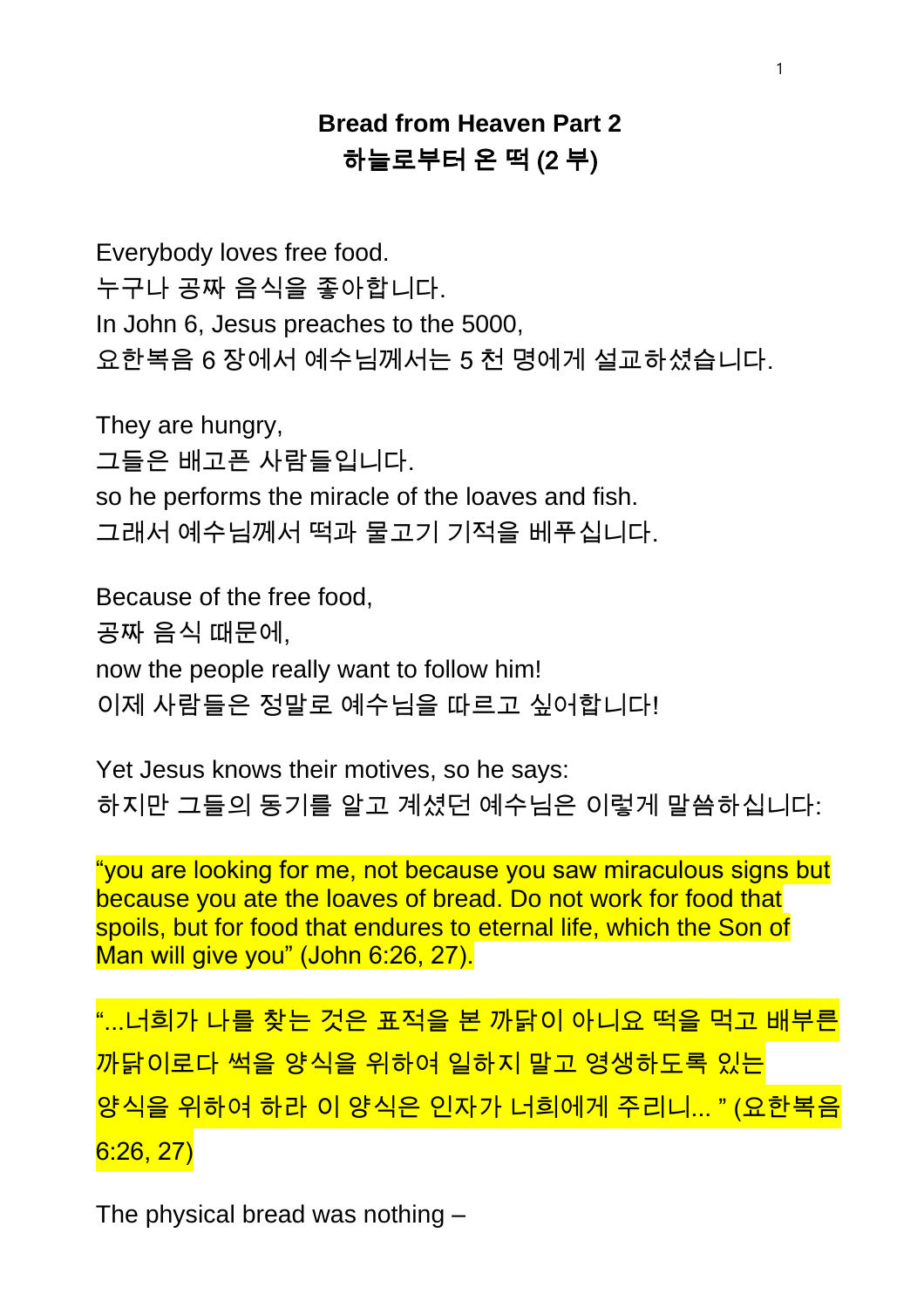# Bread from Heaven Part 2
# 하늘로부터 온 떡 (2 부)

Everybody loves free food.
누구나 공짜 음식을 좋아합니다.
In John 6, Jesus preaches to the 5000,
요한복음 6 장에서 예수님께서는 5 천 명에게 설교하셨습니다.

They are hungry,
그들은 배고픈 사람들입니다.
so he performs the miracle of the loaves and fish.
그래서 예수님께서 떡과 물고기 기적을 베푸십니다.

Because of the free food,
공짜 음식 때문에,
now the people really want to follow him!
이제 사람들은 정말로 예수님을 따르고 싶어합니다!

Yet Jesus knows their motives, so he says:
하지만 그들의 동기를 알고 계셨던 예수님은 이렇게 말씀하십니다:

"you are looking for me, not because you saw miraculous signs but because you ate the loaves of bread. Do not work for food that spoils, but for food that endures to eternal life, which the Son of Man will give you" (John 6:26, 27).

"...너희가 나를 찾는 것은 표적을 본 까닭이 아니요 떡을 먹고 배부른 까닭이로다 썩을 양식을 위하여 일하지 말고 영생하도록 있는 양식을 위하여 하라 이 양식은 인자가 너희에게 주리니... " (요한복음 6:26, 27)

The physical bread was nothing –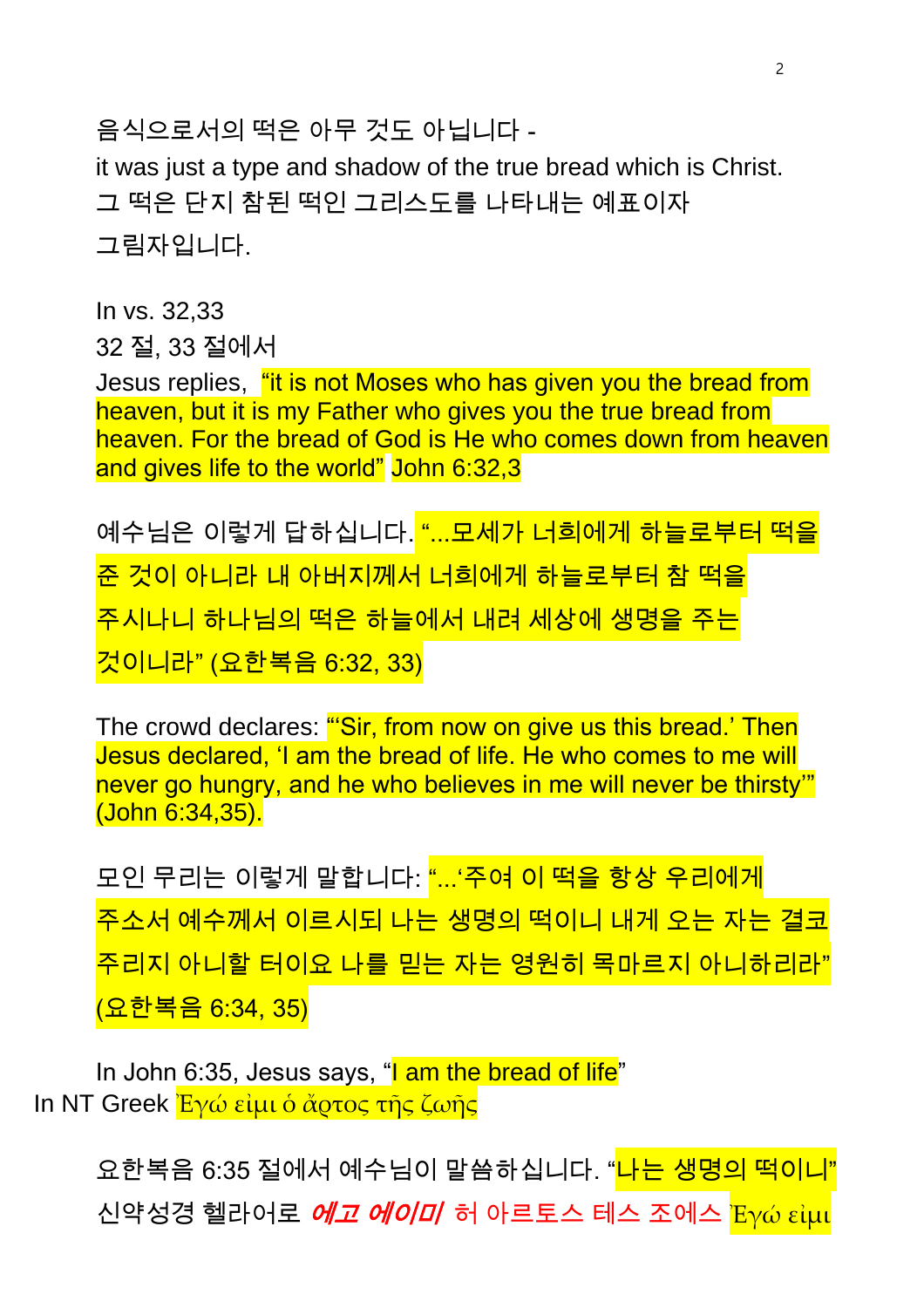음식으로서의 떡은 아무 것도 아닙니다 -

it was just a type and shadow of the true bread which is Christ.

그 떡은 단지 참된 떡인 그리스도를 나타내는 예표이자 그림자입니다.

In vs. 32,33

32 절, 33 절에서

Jesus replies, "it is not Moses who has given you the bread from heaven, but it is my Father who gives you the true bread from heaven. For the bread of God is He who comes down from heaven and gives life to the world" John 6:32,3

예수님은 이렇게 답하십니다. "...모세가 너희에게 하늘로부터 떡을 준 것이 아니라 내 아버지께서 너희에게 하늘로부터 참 떡을 주시나니 하나님의 떡은 하늘에서 내려 세상에 생명을 주는 것이니라" (요한복음 6:32, 33)

The crowd declares: "'Sir, from now on give us this bread.' Then Jesus declared, 'I am the bread of life. He who comes to me will never go hungry, and he who believes in me will never be thirsty'" (John 6:34,35).

모인 무리는 이렇게 말합니다: "...'주여 이 떡을 항상 우리에게 주소서 예수께서 이르시되 나는 생명의 떡이니 내게 오는 자는 결코 주리지 아니할 터이요 나를 믿는 자는 영원히 목마르지 아니하리라" (요한복음 6:34, 35)

In John 6:35, Jesus says, "I am the bread of life"

In NT Greek Ἐγώ εἰμι ὁ ἄρτος τῆς ζωῆς

요한복음 6:35 절에서 예수님이 말씀하십니다. "나는 생명의 떡이니"

신약성경 헬라어로 ***에고 에이미*** 허 아르토스 테스 조에스 Ἐγώ εἰμι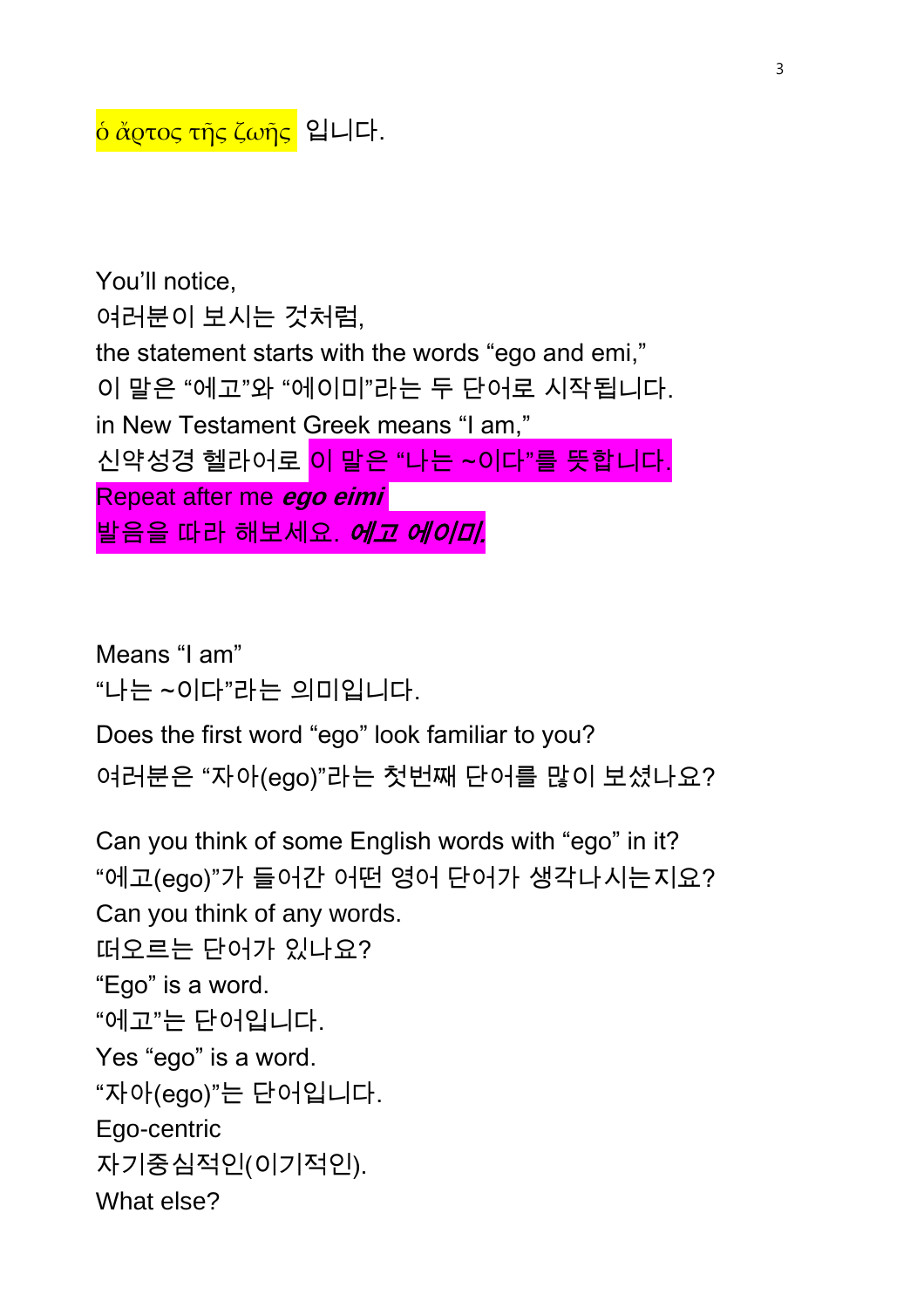ὁ ἄρτος τῆς ζωῆς 입니다.

You'll notice,
여러분이 보시는 것처럼,
the statement starts with the words "ego and emi,"
이 말은 "에고"와 "에이미"라는 두 단어로 시작됩니다.
in New Testament Greek means "I am,"
신약성경 헬라어로 이 말은 "나는 ~이다"를 뜻합니다.
Repeat after me ***ego eimi***
발음을 따라 해보세요. ***에고 에이미.***

Means "I am"
"나는 ~이다"라는 의미입니다.

Does the first word "ego" look familiar to you?

여러분은 "자아(ego)"라는 첫번째 단어를 많이 보셨나요?

Can you think of some English words with "ego" in it?
"에고(ego)"가 들어간 어떤 영어 단어가 생각나시는지요?
Can you think of any words.
떠오르는 단어가 있나요?
"Ego" is a word.
"에고"는 단어입니다.
Yes "ego" is a word.
"자아(ego)"는 단어입니다.
Ego-centric
자기중심적인(이기적인).
What else?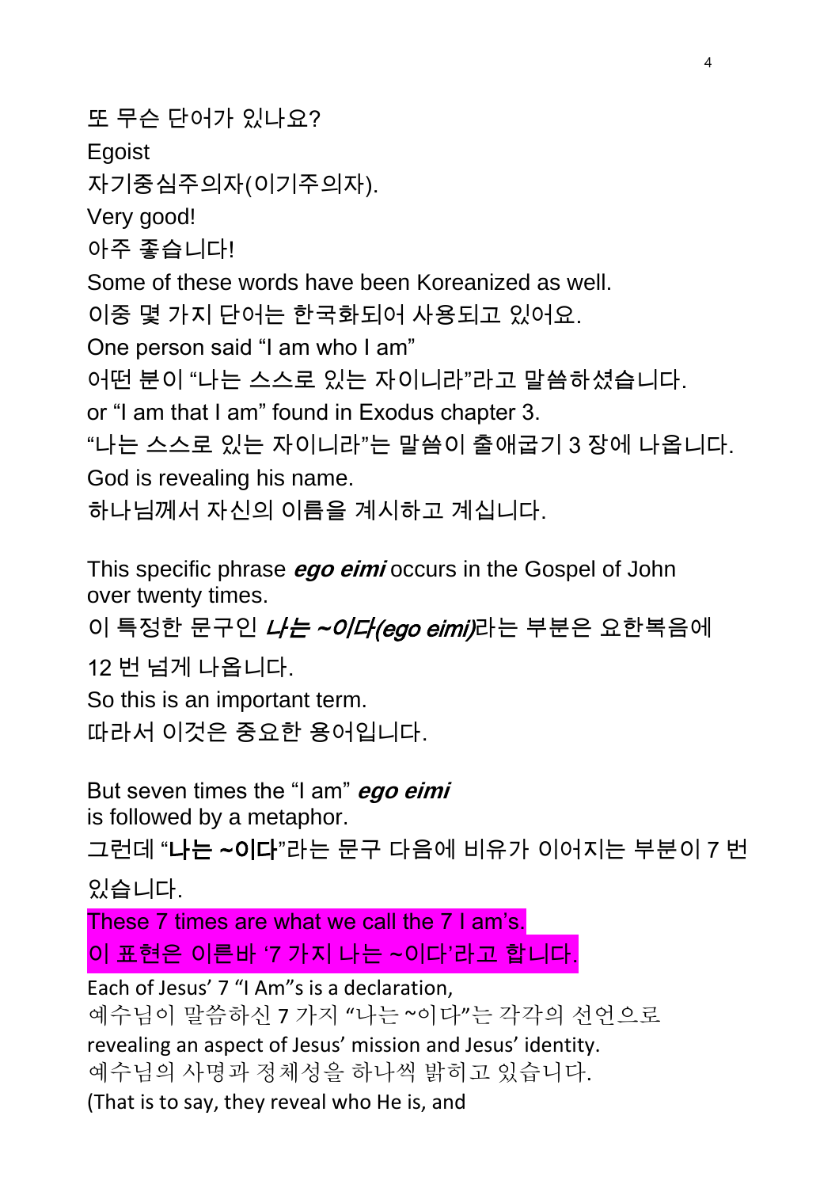또 무슨 단어가 있나요?

Egoist

자기중심주의자(이기주의자).

Very good!

아주 좋습니다!

Some of these words have been Koreanized as well.

이중 몇 가지 단어는 한국화되어 사용되고 있어요.

One person said “I am who I am”

어떤 분이 “나는 스스로 있는 자이니라”라고 말씀하셨습니다.

or “I am that I am” found in Exodus chapter 3.

“나는 스스로 있는 자이니라”는 말씀이 출애굽기 3 장에 나옵니다.

God is revealing his name.

하나님께서 자신의 이름을 계시하고 계십니다.

This specific phrase ***ego eimi*** occurs in the Gospel of John over twenty times.

이 특정한 문구인 ***나는 ~이다(ego eimi)***라는 부분은 요한복음에 12 번 넘게 나옵니다.

So this is an important term.

따라서 이것은 중요한 용어입니다.

But seven times the “I am” ***ego eimi*** is followed by a metaphor.

그런데 “**나는 ~이다**”라는 문구 다음에 비유가 이어지는 부분이 7 번 있습니다.

These 7 times are what we call the 7 I am’s.

이 표현은 이른바 ‘7 가지 나는 ~이다’라고 합니다.

Each of Jesus’ 7 “I Am”s is a declaration,

예수님이 말씀하신 7 가지 “나는 ~이다”는 각각의 선언으로

revealing an aspect of Jesus’ mission and Jesus’ identity.

예수님의 사명과 정체성을 하나씩 밝히고 있습니다.

(That is to say, they reveal who He is, and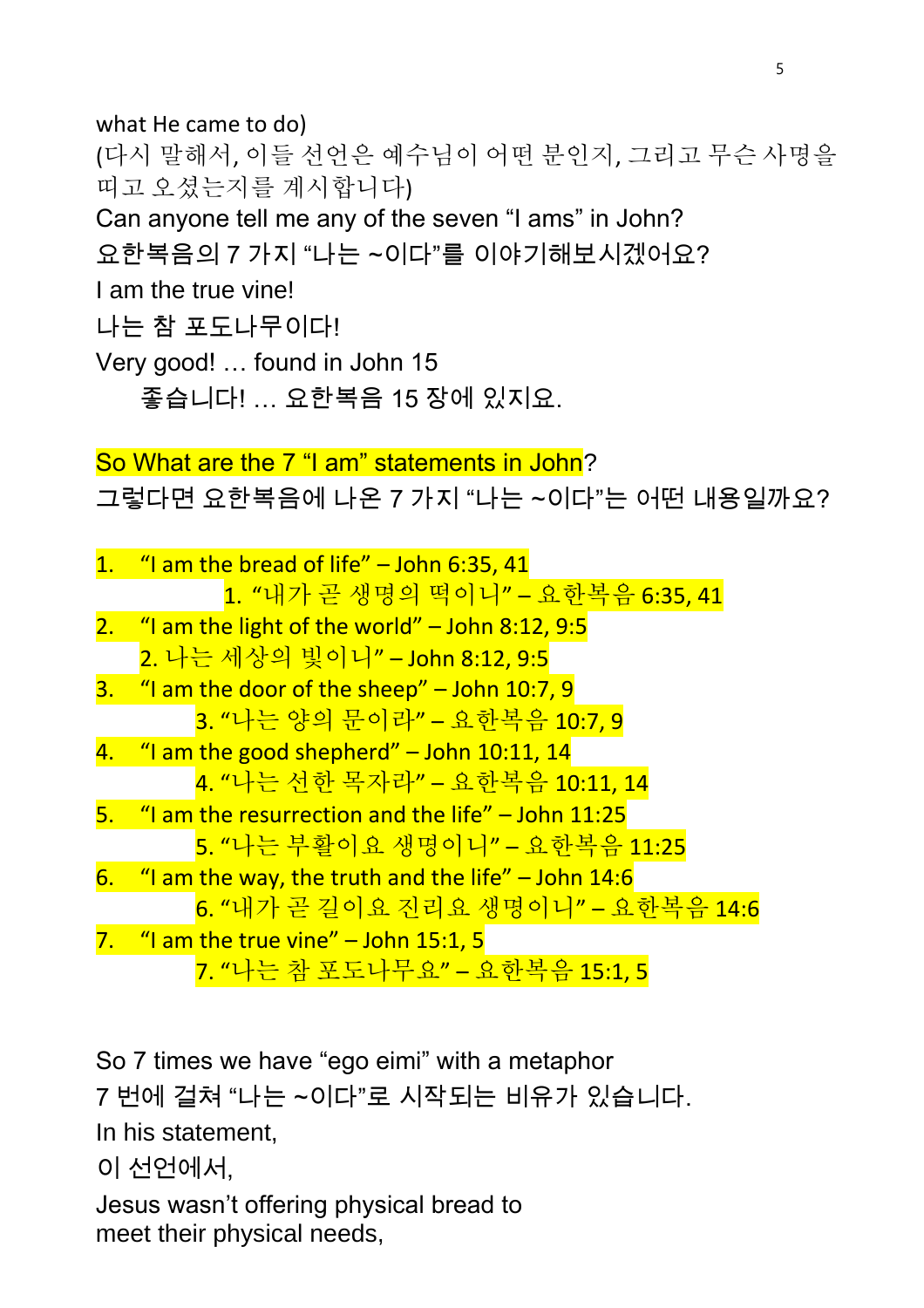what He came to do)
(다시 말해서, 이들 선언은 예수님이 어떤 분인지, 그리고 무슨 사명을 띠고 오셨는지를 계시합니다)
Can anyone tell me any of the seven "I ams" in John?
요한복음의 7 가지 "나는 ~이다"를 이야기해보시겠어요?
I am the true vine!
나는 참 포도나무이다!
Very good! … found in John 15
좋습니다! … 요한복음 15 장에 있지요.

So What are the 7 "I am" statements in John?
그렇다면 요한복음에 나온 7 가지 "나는 ~이다"는 어떤 내용일까요?

1. "I am the bread of life" – John 6:35, 41
   1. "내가 곧 생명의 떡이니" – 요한복음 6:35, 41
2. "I am the light of the world" – John 8:12, 9:5
   2. 나는 세상의 빛이니" – John 8:12, 9:5
3. "I am the door of the sheep" – John 10:7, 9
   3. "나는 양의 문이라" – 요한복음 10:7, 9
4. "I am the good shepherd" – John 10:11, 14
   4. "나는 선한 목자라" – 요한복음 10:11, 14
5. "I am the resurrection and the life" – John 11:25
   5. "나는 부활이요 생명이니" – 요한복음 11:25
6. "I am the way, the truth and the life" – John 14:6
   6. "내가 곧 길이요 진리요 생명이니" – 요한복음 14:6
7. "I am the true vine" – John 15:1, 5
   7. "나는 참 포도나무요" – 요한복음 15:1, 5

So 7 times we have "ego eimi" with a metaphor
7 번에 걸쳐 "나는 ~이다"로 시작되는 비유가 있습니다.
In his statement,
이 선언에서,
Jesus wasn't offering physical bread to
meet their physical needs,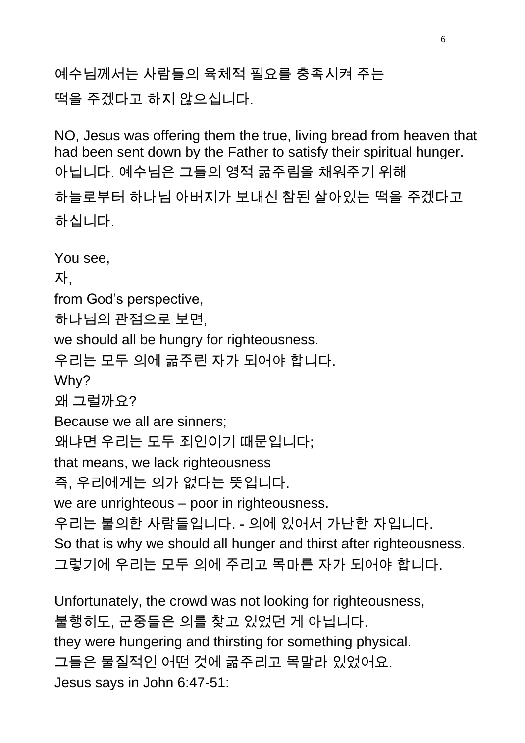예수님께서는 사람들의 육체적 필요를 충족시켜 주는
떡을 주겠다고 하지 않으십니다.

NO, Jesus was offering them the true, living bread from heaven that had been sent down by the Father to satisfy their spiritual hunger.
아닙니다. 예수님은 그들의 영적 굶주림을 채워주기 위해
하늘로부터 하나님 아버지가 보내신 참된 살아있는 떡을 주겠다고
하십니다.

You see,
자,
from God's perspective,
하나님의 관점으로 보면,
we should all be hungry for righteousness.
우리는 모두 의에 굶주린 자가 되어야 합니다.
Why?
왜 그럴까요?
Because we all are sinners;
왜냐면 우리는 모두 죄인이기 때문입니다;
that means, we lack righteousness
즉, 우리에게는 의가 없다는 뜻입니다.
we are unrighteous – poor in righteousness.
우리는 불의한 사람들입니다. - 의에 있어서 가난한 자입니다.
So that is why we should all hunger and thirst after righteousness.
그렇기에 우리는 모두 의에 주리고 목마른 자가 되어야 합니다.

Unfortunately, the crowd was not looking for righteousness,
불행히도, 군중들은 의를 찾고 있었던 게 아닙니다.
they were hungering and thirsting for something physical.
그들은 물질적인 어떤 것에 굶주리고 목말라 있었어요.
Jesus says in John 6:47-51: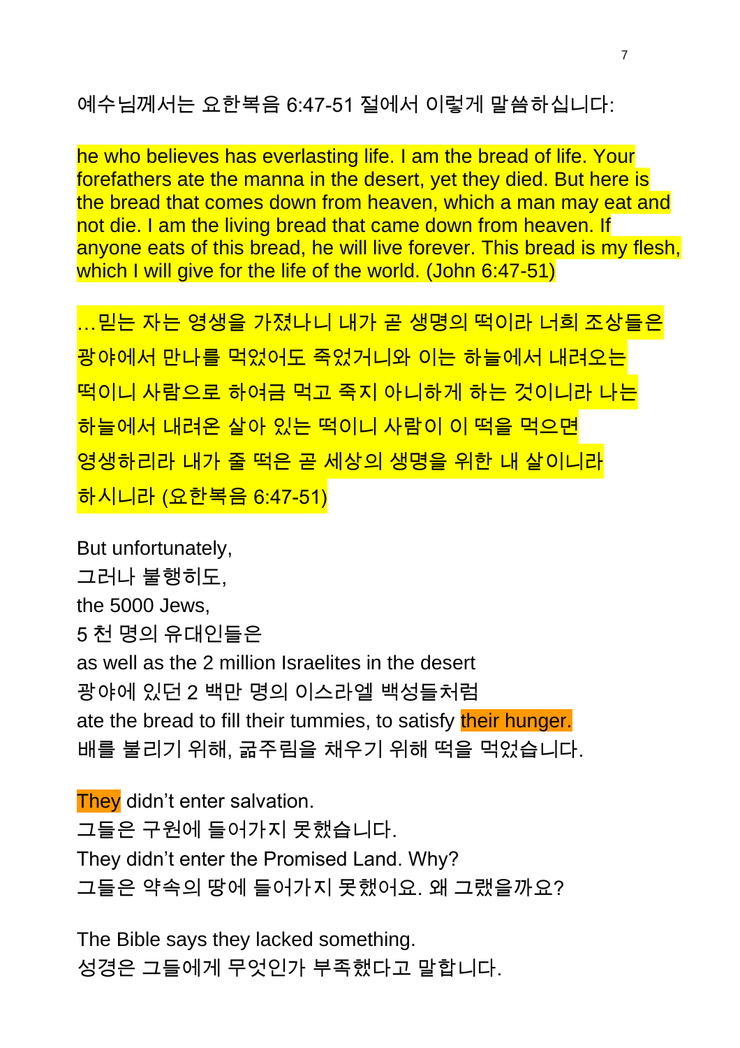예수님께서는 요한복음 6:47-51 절에서 이렇게 말씀하십니다:

he who believes has everlasting life. I am the bread of life. Your forefathers ate the manna in the desert, yet they died. But here is the bread that comes down from heaven, which a man may eat and not die. I am the living bread that came down from heaven. If anyone eats of this bread, he will live forever. This bread is my flesh, which I will give for the life of the world. (John 6:47-51)

…믿는 자는 영생을 가졌나니 내가 곧 생명의 떡이라 너희 조상들은 광야에서 만나를 먹었어도 죽었거니와 이는 하늘에서 내려오는 떡이니 사람으로 하여금 먹고 죽지 아니하게 하는 것이니라 나는 하늘에서 내려온 살아 있는 떡이니 사람이 이 떡을 먹으면 영생하리라 내가 줄 떡은 곧 세상의 생명을 위한 내 살이니라 하시니라 (요한복음 6:47-51)

But unfortunately,
그러나 불행히도,
the 5000 Jews,
5 천 명의 유대인들은
as well as the 2 million Israelites in the desert
광야에 있던 2 백만 명의 이스라엘 백성들처럼
ate the bread to fill their tummies, to satisfy their hunger.
배를 불리기 위해, 굶주림을 채우기 위해 떡을 먹었습니다.

They didn't enter salvation.
그들은 구원에 들어가지 못했습니다.
They didn't enter the Promised Land. Why?
그들은 약속의 땅에 들어가지 못했어요. 왜 그랬을까요?

The Bible says they lacked something.
성경은 그들에게 무엇인가 부족했다고 말합니다.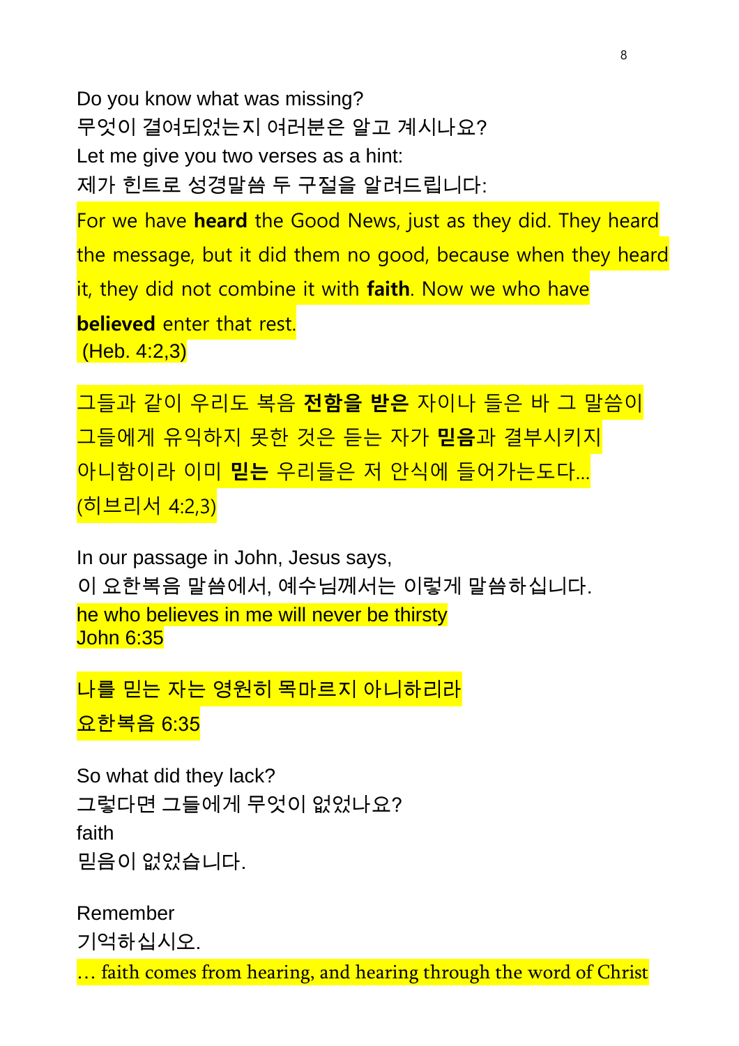Do you know what was missing?
무엇이 결여되었는지 여러분은 알고 계시나요?
Let me give you two verses as a hint:
제가 힌트로 성경말씀 두 구절을 알려드립니다:

For we have **heard** the Good News, just as they did. They heard the message, but it did them no good, because when they heard it, they did not combine it with **faith**. Now we who have **believed** enter that rest.
(Heb. 4:2,3)

그들과 같이 우리도 복음 **전함을 받은** 자이나 들은 바 그 말씀이 그들에게 유익하지 못한 것은 듣는 자가 **믿음**과 결부시키지 아니함이라 이미 **믿는** 우리들은 저 안식에 들어가는도다...
(히브리서 4:2,3)

In our passage in John, Jesus says,
이 요한복음 말씀에서, 예수님께서는 이렇게 말씀하십니다.
he who believes in me will never be thirsty
John 6:35

나를 믿는 자는 영원히 목마르지 아니하리라
요한복음 6:35

So what did they lack?
그렇다면 그들에게 무엇이 없었나요?
faith
믿음이 없었습니다.

Remember
기억하십시오.
... faith comes from hearing, and hearing through the word of Christ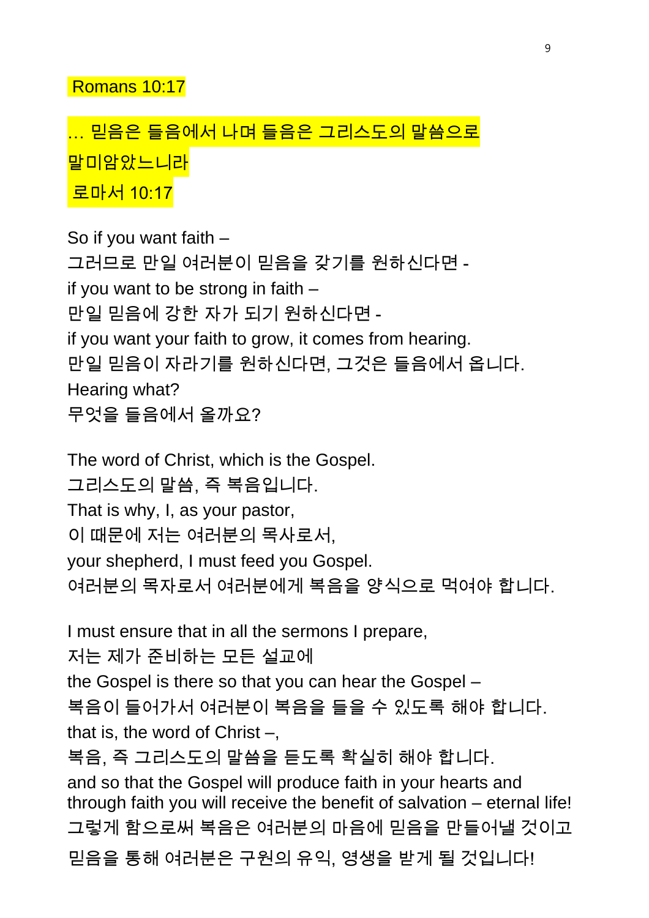Romans 10:17

… 믿음은 들음에서 나며 들음은 그리스도의 말씀으로
말미암았느니라
로마서 10:17

So if you want faith –
그러므로 만일 여러분이 믿음을 갖기를 원하신다면 -
if you want to be strong in faith –
만일 믿음에 강한 자가 되기 원하신다면 -
if you want your faith to grow, it comes from hearing.
만일 믿음이 자라기를 원하신다면, 그것은 들음에서 옵니다.
Hearing what?
무엇을 들음에서 올까요?

The word of Christ, which is the Gospel.
그리스도의 말씀, 즉 복음입니다.
That is why, I, as your pastor,
이 때문에 저는 여러분의 목사로서,
your shepherd, I must feed you Gospel.
여러분의 목자로서 여러분에게 복음을 양식으로 먹여야 합니다.

I must ensure that in all the sermons I prepare,
저는 제가 준비하는 모든 설교에
the Gospel is there so that you can hear the Gospel –
복음이 들어가서 여러분이 복음을 들을 수 있도록 해야 합니다.
that is, the word of Christ –,
복음, 즉 그리스도의 말씀을 듣도록 확실히 해야 합니다.
and so that the Gospel will produce faith in your hearts and through faith you will receive the benefit of salvation – eternal life!
그렇게 함으로써 복음은 여러분의 마음에 믿음을 만들어낼 것이고
믿음을 통해 여러분은 구원의 유익, 영생을 받게 될 것입니다!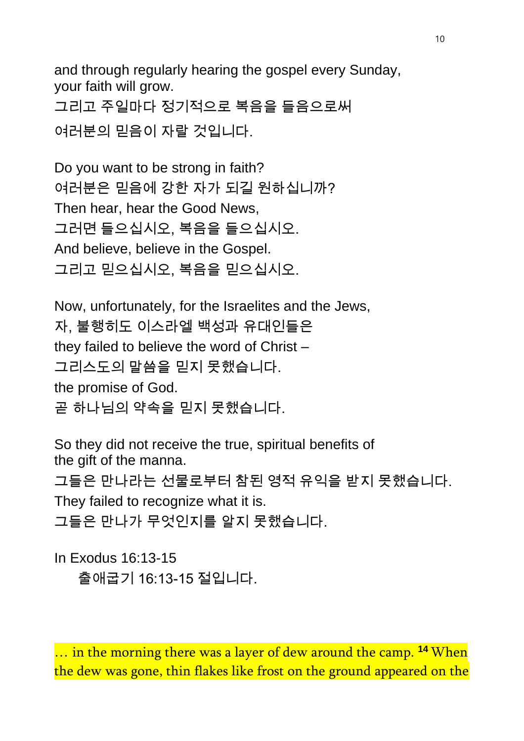and through regularly hearing the gospel every Sunday,
your faith will grow.
그리고 주일마다 정기적으로 복음을 들음으로써
여러분의 믿음이 자랄 것입니다.

Do you want to be strong in faith?
여러분은 믿음에 강한 자가 되길 원하십니까?
Then hear, hear the Good News,
그러면 들으십시오, 복음을 들으십시오.
And believe, believe in the Gospel.
그리고 믿으십시오, 복음을 믿으십시오.

Now, unfortunately, for the Israelites and the Jews,
자, 불행히도 이스라엘 백성과 유대인들은
they failed to believe the word of Christ –
그리스도의 말씀을 믿지 못했습니다.
the promise of God.
곧 하나님의 약속을 믿지 못했습니다.

So they did not receive the true, spiritual benefits of
the gift of the manna.
그들은 만나라는 선물로부터 참된 영적 유익을 받지 못했습니다.
They failed to recognize what it is.
그들은 만나가 무엇인지를 알지 못했습니다.

In Exodus 16:13-15
출애굽기 16:13-15 절입니다.

… in the morning there was a layer of dew around the camp. [14] When the dew was gone, thin flakes like frost on the ground appeared on the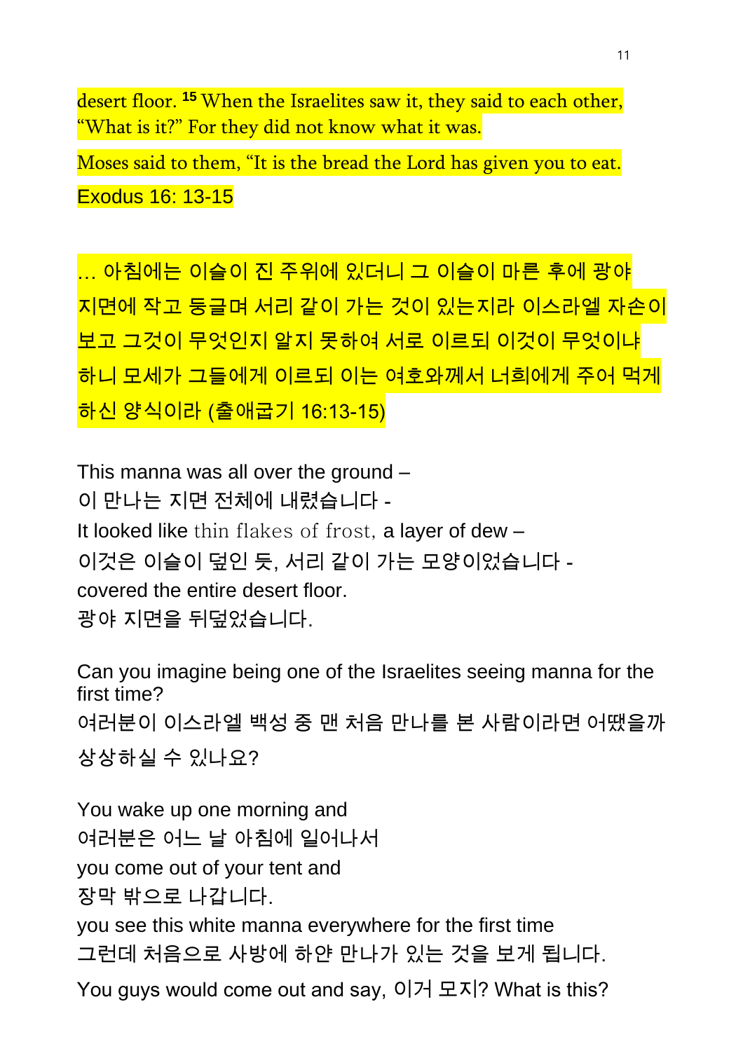desert floor. [15] When the Israelites saw it, they said to each other, "What is it?" For they did not know what it was.

Moses said to them, "It is the bread the Lord has given you to eat.

Exodus 16: 13-15

… 아침에는 이슬이 진 주위에 있더니 그 이슬이 마른 후에 광야 지면에 작고 둥글며 서리 같이 가는 것이 있는지라 이스라엘 자손이 보고 그것이 무엇인지 알지 못하여 서로 이르되 이것이 무엇이냐 하니 모세가 그들에게 이르되 이는 여호와께서 너희에게 주어 먹게 하신 양식이라 (출애굽기 16:13-15)

This manna was all over the ground –
이 만나는 지면 전체에 내렸습니다 -
It looked like thin flakes of frost, a layer of dew –
이것은 이슬이 덮인 듯, 서리 같이 가는 모양이었습니다 -
covered the entire desert floor.
광야 지면을 뒤덮었습니다.

Can you imagine being one of the Israelites seeing manna for the first time?
여러분이 이스라엘 백성 중 맨 처음 만나를 본 사람이라면 어땠을까 상상하실 수 있나요?

You wake up one morning and
여러분은 어느 날 아침에 일어나서
you come out of your tent and
장막 밖으로 나갑니다.
you see this white manna everywhere for the first time
그런데 처음으로 사방에 하얀 만나가 있는 것을 보게 됩니다.
You guys would come out and say, 이거 모지? What is this?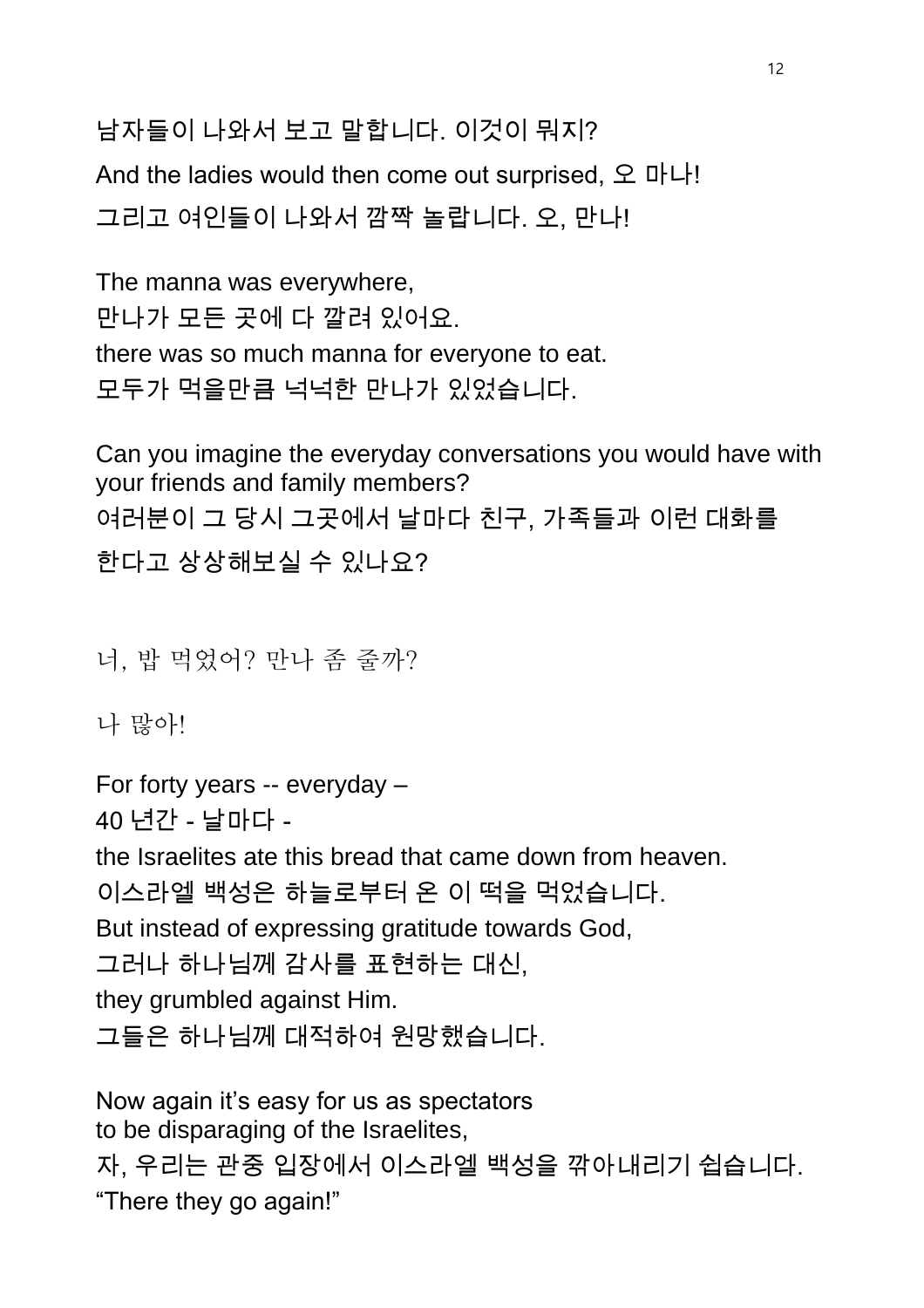남자들이 나와서 보고 말합니다. 이것이 뭐지?

And the ladies would then come out surprised, 오 마나!

그리고 여인들이 나와서 깜짝 놀랍니다. 오, 만나!

The manna was everywhere,
만나가 모든 곳에 다 깔려 있어요.
there was so much manna for everyone to eat.
모두가 먹을만큼 넉넉한 만나가 있었습니다.

Can you imagine the everyday conversations you would have with your friends and family members?
여러분이 그 당시 그곳에서 날마다 친구, 가족들과 이런 대화를
한다고 상상해보실 수 있나요?

너, 밥 먹었어? 만나 좀 줄까?

나 많아!

For forty years -- everyday –
40 년간 - 날마다 -
the Israelites ate this bread that came down from heaven.
이스라엘 백성은 하늘로부터 온 이 떡을 먹었습니다.
But instead of expressing gratitude towards God,
그러나 하나님께 감사를 표현하는 대신,
they grumbled against Him.
그들은 하나님께 대적하여 원망했습니다.

Now again it's easy for us as spectators
to be disparaging of the Israelites,
자, 우리는 관중 입장에서 이스라엘 백성을 깎아내리기 쉽습니다.
"There they go again!"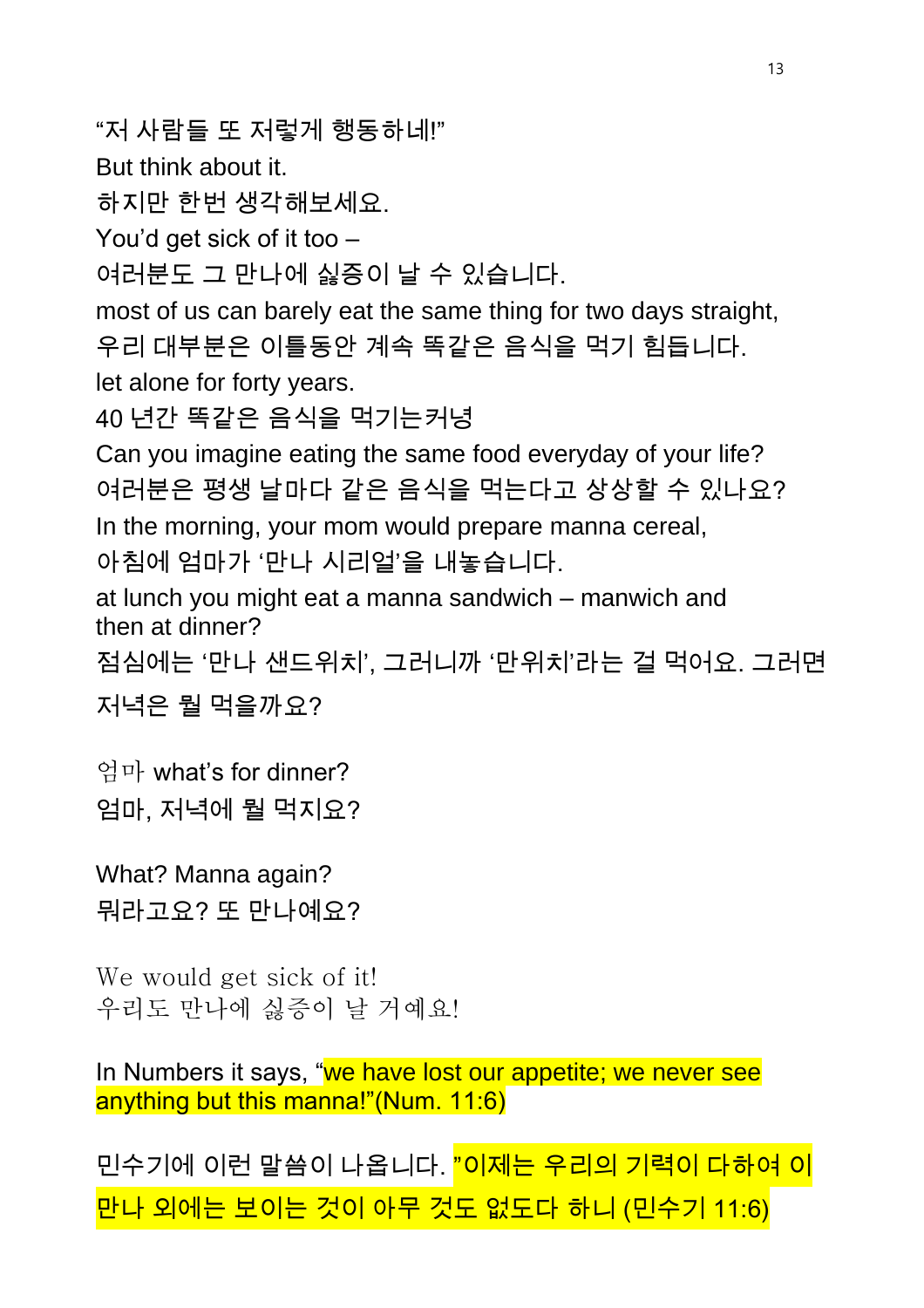“저 사람들 또 저렇게 행동하네!”

But think about it.

하지만 한번 생각해보세요.

You’d get sick of it too –

여러분도 그 만나에 싫증이 날 수 있습니다.

most of us can barely eat the same thing for two days straight,

우리 대부분은 이틀동안 계속 똑같은 음식을 먹기 힘듭니다.

let alone for forty years.

40 년간 똑같은 음식을 먹기는커녕

Can you imagine eating the same food everyday of your life?

여러분은 평생 날마다 같은 음식을 먹는다고 상상할 수 있나요?

In the morning, your mom would prepare manna cereal,

아침에 엄마가 ‘만나 시리얼’을 내놓습니다.

at lunch you might eat a manna sandwich – manwich and then at dinner?

점심에는 ‘만나 샌드위치’, 그러니까 ‘만위치’라는 걸 먹어요. 그러면 저녁은 뭘 먹을까요?

엄마 what’s for dinner?

엄마, 저녁에 뭘 먹지요?

What? Manna again?

뭐라고요? 또 만나예요?

We would get sick of it!

우리도 만나에 싫증이 날 거예요!

In Numbers it says, “we have lost our appetite; we never see anything but this manna!”(Num. 11:6)

민수기에 이런 말씀이 나옵니다. ”이제는 우리의 기력이 다하여 이 만나 외에는 보이는 것이 아무 것도 없도다 하니 (민수기 11:6)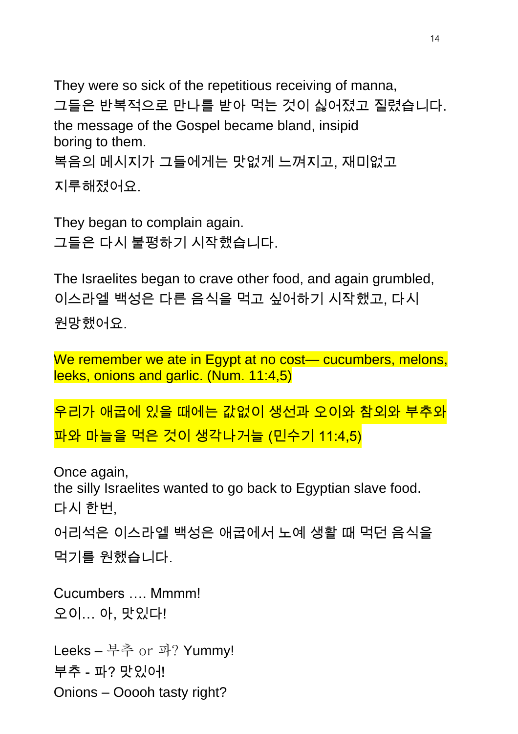They were so sick of the repetitious receiving of manna,
그들은 반복적으로 만나를 받아 먹는 것이 싫어졌고 질렸습니다.
the message of the Gospel became bland, insipid
boring to them.
복음의 메시지가 그들에게는 맛없게 느껴지고, 재미없고
지루해졌어요.

They began to complain again.
그들은 다시 불평하기 시작했습니다.

The Israelites began to crave other food, and again grumbled,
이스라엘 백성은 다른 음식을 먹고 싶어하기 시작했고, 다시
원망했어요.

We remember we ate in Egypt at no cost— cucumbers, melons, leeks, onions and garlic. (Num. 11:4,5)

우리가 애굽에 있을 때에는 값없이 생선과 오이와 참외와 부추와
파와 마늘을 먹은 것이 생각나거늘 (민수기 11:4,5)

Once again,
the silly Israelites wanted to go back to Egyptian slave food.
다시 한번,
어리석은 이스라엘 백성은 애굽에서 노예 생활 때 먹던 음식을
먹기를 원했습니다.

Cucumbers …. Mmmm!
오이… 아, 맛있다!

Leeks – 부추 or 파? Yummy!
부추 - 파? 맛있어!
Onions – Ooooh tasty right?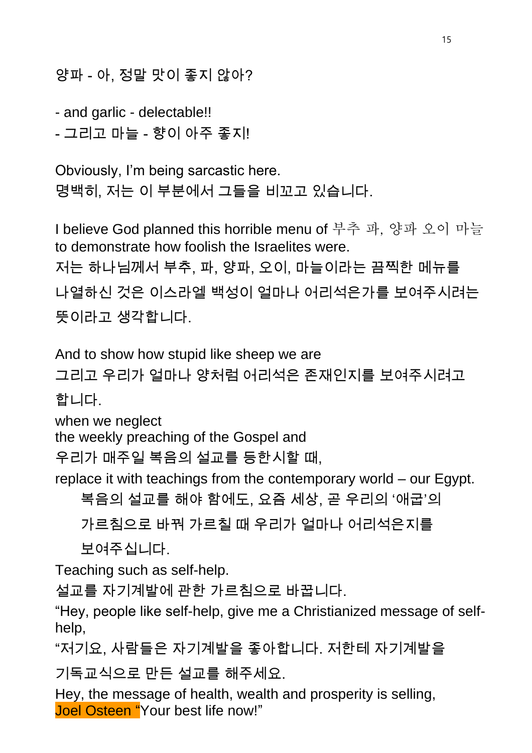양파 - 아, 정말 맛이 좋지 않아?

- and garlic - delectable!!
- 그리고 마늘 - 향이 아주 좋지!

Obviously, I'm being sarcastic here.
명백히, 저는 이 부분에서 그들을 비꼬고 있습니다.

I believe God planned this horrible menu of 부추 파, 양파 오이 마늘 to demonstrate how foolish the Israelites were.
저는 하나님께서 부추, 파, 양파, 오이, 마늘이라는 끔찍한 메뉴를 나열하신 것은 이스라엘 백성이 얼마나 어리석은가를 보여주시려는 뜻이라고 생각합니다.

And to show how stupid like sheep we are
그리고 우리가 얼마나 양처럼 어리석은 존재인지를 보여주시려고 합니다.
when we neglect
the weekly preaching of the Gospel and
우리가 매주일 복음의 설교를 등한시할 때,
replace it with teachings from the contemporary world – our Egypt.
복음의 설교를 해야 함에도, 요즘 세상, 곧 우리의 '애굽'의 가르침으로 바꿔 가르칠 때 우리가 얼마나 어리석은지를 보여주십니다.
Teaching such as self-help.
설교를 자기계발에 관한 가르침으로 바꿉니다.
"Hey, people like self-help, give me a Christianized message of self-help,
"저기요, 사람들은 자기계발을 좋아합니다. 저한테 자기계발을 기독교식으로 만든 설교를 해주세요.
Hey, the message of health, wealth and prosperity is selling,
Joel Osteen "Your best life now!"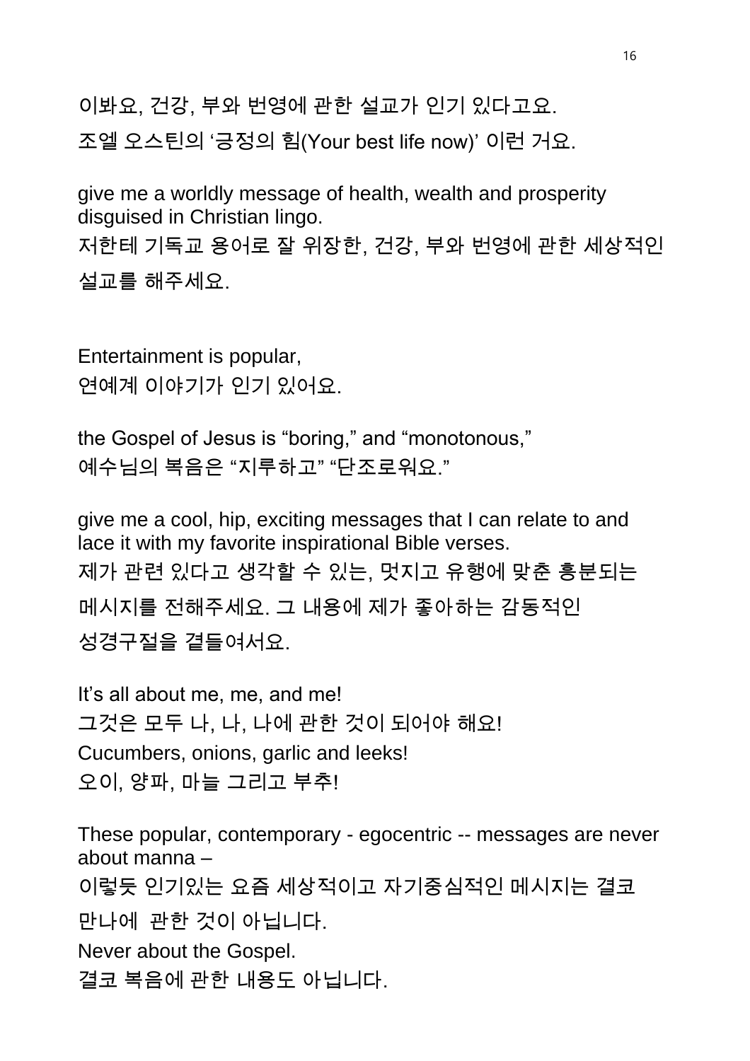이봐요, 건강, 부와 번영에 관한 설교가 인기 있다고요.
조엘 오스틴의 '긍정의 힘(Your best life now)' 이런 거요.

give me a worldly message of health, wealth and prosperity disguised in Christian lingo.
저한테 기독교 용어로 잘 위장한, 건강, 부와 번영에 관한 세상적인 설교를 해주세요.

Entertainment is popular,
연예계 이야기가 인기 있어요.

the Gospel of Jesus is "boring," and "monotonous,"
예수님의 복음은 "지루하고" "단조로워요."

give me a cool, hip, exciting messages that I can relate to and lace it with my favorite inspirational Bible verses.
제가 관련 있다고 생각할 수 있는, 멋지고 유행에 맞춘 흥분되는 메시지를 전해주세요. 그 내용에 제가 좋아하는 감동적인 성경구절을 곁들여서요.

It's all about me, me, and me!
그것은 모두 나, 나, 나에 관한 것이 되어야 해요!
Cucumbers, onions, garlic and leeks!
오이, 양파, 마늘 그리고 부추!

These popular, contemporary - egocentric -- messages are never about manna –
이렇듯 인기있는 요즘 세상적이고 자기중심적인 메시지는 결코 만나에  관한 것이 아닙니다.
Never about the Gospel.
결코 복음에 관한 내용도 아닙니다.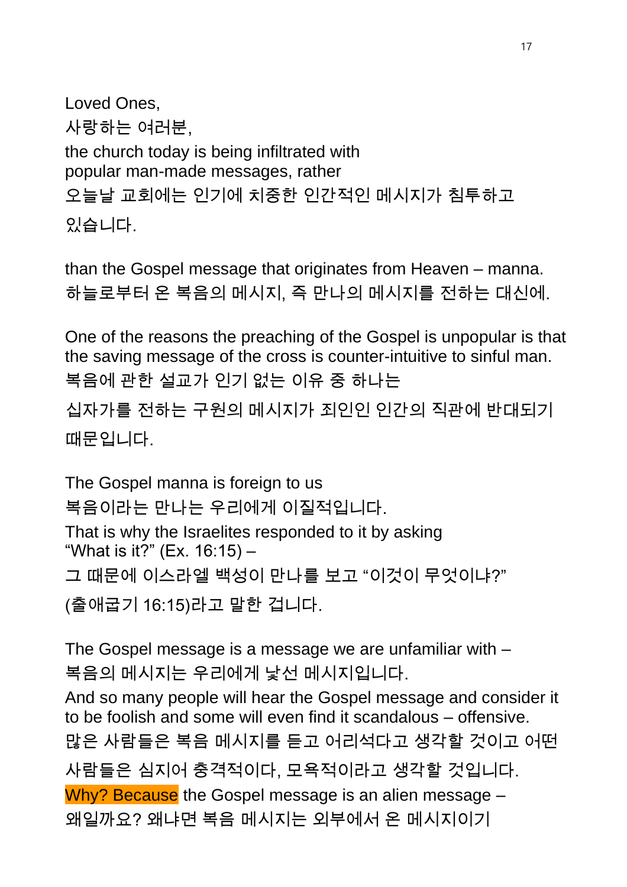Loved Ones,
사랑하는 여러분,
the church today is being infiltrated with
popular man-made messages, rather
오늘날 교회에는 인기에 치중한 인간적인 메시지가 침투하고
있습니다.

than the Gospel message that originates from Heaven – manna.
하늘로부터 온 복음의 메시지, 즉 만나의 메시지를 전하는 대신에.

One of the reasons the preaching of the Gospel is unpopular is that the saving message of the cross is counter-intuitive to sinful man.
복음에 관한 설교가 인기 없는 이유 중 하나는
십자가를 전하는 구원의 메시지가 죄인인 인간의 직관에 반대되기
때문입니다.

The Gospel manna is foreign to us
복음이라는 만나는 우리에게 이질적입니다.
That is why the Israelites responded to it by asking
"What is it?" (Ex. 16:15) –
그 때문에 이스라엘 백성이 만나를 보고 "이것이 무엇이냐?"
(출애굽기 16:15)라고 말한 겁니다.

The Gospel message is a message we are unfamiliar with –
복음의 메시지는 우리에게 낯선 메시지입니다.
And so many people will hear the Gospel message and consider it to be foolish and some will even find it scandalous – offensive.
많은 사람들은 복음 메시지를 듣고 어리석다고 생각할 것이고 어떤
사람들은 심지어 충격적이다, 모욕적이라고 생각할 것입니다.
Why? Because the Gospel message is an alien message –
왜일까요? 왜냐면 복음 메시지는 외부에서 온 메시지이기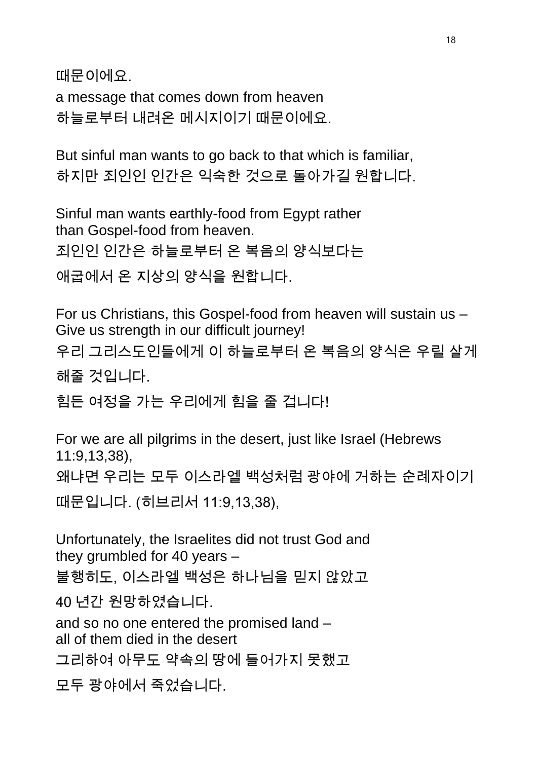때문이에요.

a message that comes down from heaven
하늘로부터 내려온 메시지이기 때문이에요.

But sinful man wants to go back to that which is familiar,
하지만 죄인인 인간은 익숙한 것으로 돌아가길 원합니다.

Sinful man wants earthly-food from Egypt rather
than Gospel-food from heaven.
죄인인 인간은 하늘로부터 온 복음의 양식보다는
애굽에서 온 지상의 양식을 원합니다.

For us Christians, this Gospel-food from heaven will sustain us –
Give us strength in our difficult journey!
우리 그리스도인들에게 이 하늘로부터 온 복음의 양식은 우릴 살게
해줄 것입니다.
힘든 여정을 가는 우리에게 힘을 줄 겁니다!

For we are all pilgrims in the desert, just like Israel (Hebrews 11:9,13,38),
왜냐면 우리는 모두 이스라엘 백성처럼 광야에 거하는 순례자이기
때문입니다. (히브리서 11:9,13,38),

Unfortunately, the Israelites did not trust God and
they grumbled for 40 years –
불행히도, 이스라엘 백성은 하나님을 믿지 않았고
40 년간 원망하였습니다.
and so no one entered the promised land –
all of them died in the desert
그리하여 아무도 약속의 땅에 들어가지 못했고
모두 광야에서 죽었습니다.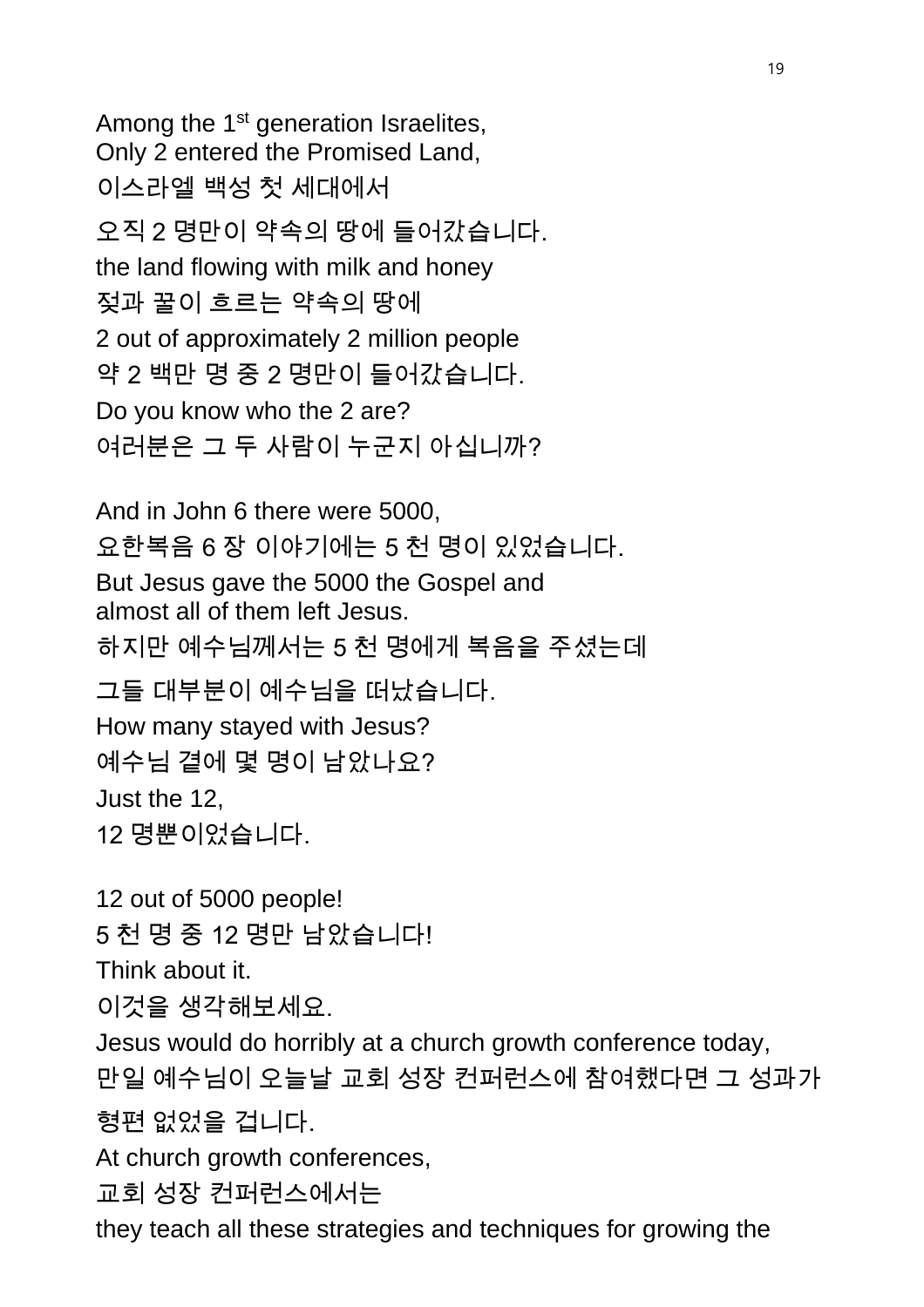Among the 1st generation Israelites,
Only 2 entered the Promised Land,
이스라엘 백성 첫 세대에서
오직 2 명만이 약속의 땅에 들어갔습니다.
the land flowing with milk and honey
젖과 꿀이 흐르는 약속의 땅에
2 out of approximately 2 million people
약 2 백만 명 중 2 명만이 들어갔습니다.
Do you know who the 2 are?
여러분은 그 두 사람이 누군지 아십니까?

And in John 6 there were 5000,
요한복음 6 장 이야기에는 5 천 명이 있었습니다.
But Jesus gave the 5000 the Gospel and
almost all of them left Jesus.
하지만 예수님께서는 5 천 명에게 복음을 주셨는데
그들 대부분이 예수님을 떠났습니다.
How many stayed with Jesus?
예수님 곁에 몇 명이 남았나요?
Just the 12,
12 명뿐이었습니다.

12 out of 5000 people!
5 천 명 중 12 명만 남았습니다!
Think about it.
이것을 생각해보세요.
Jesus would do horribly at a church growth conference today,
만일 예수님이 오늘날 교회 성장 컨퍼런스에 참여했다면 그 성과가
형편 없었을 겁니다.
At church growth conferences,
교회 성장 컨퍼런스에서는
they teach all these strategies and techniques for growing the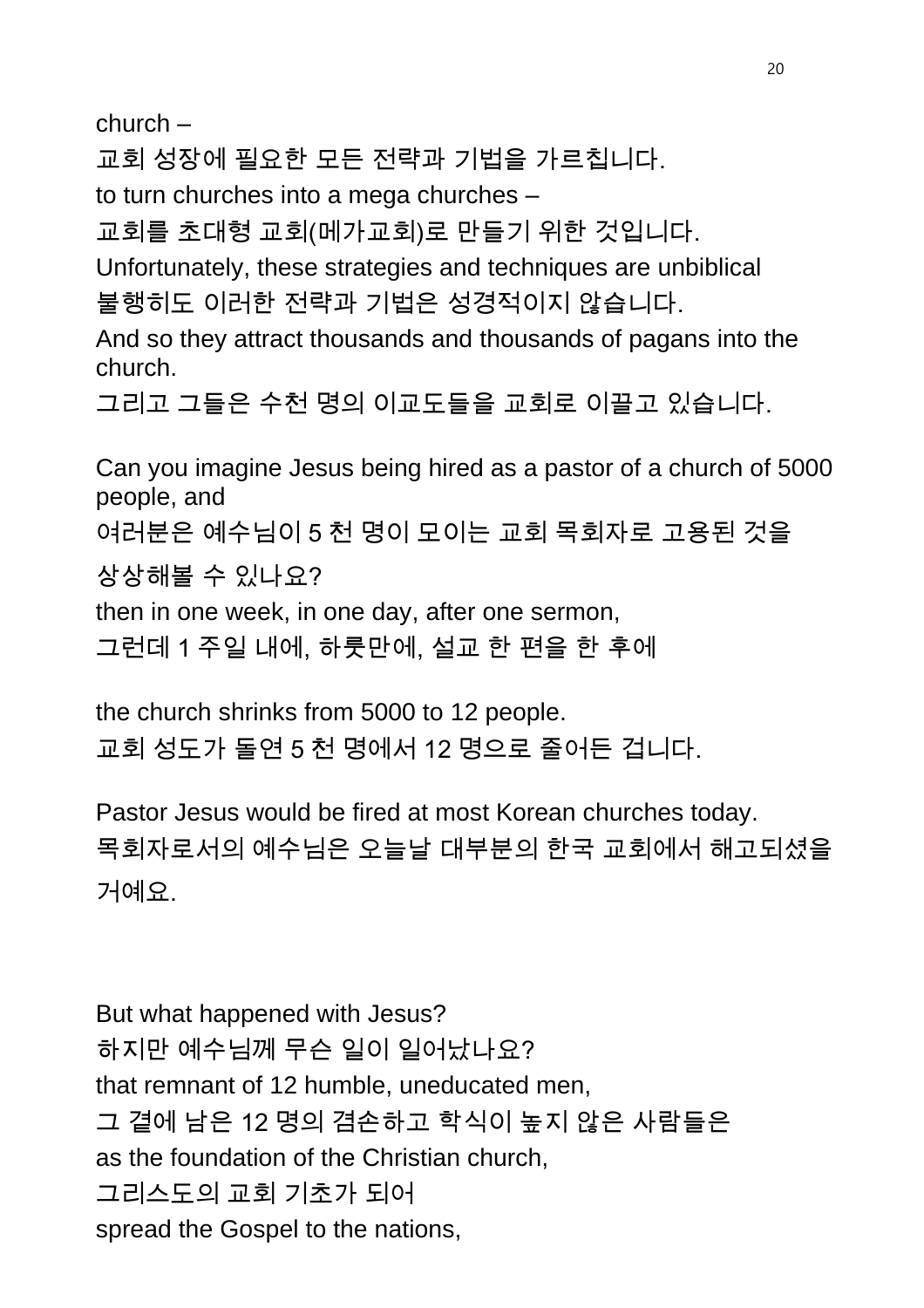church –
교회 성장에 필요한 모든 전략과 기법을 가르칩니다.
to turn churches into a mega churches –
교회를 초대형 교회(메가교회)로 만들기 위한 것입니다.
Unfortunately, these strategies and techniques are unbiblical
불행히도 이러한 전략과 기법은 성경적이지 않습니다.
And so they attract thousands and thousands of pagans into the church.
그리고 그들은 수천 명의 이교도들을 교회로 이끌고 있습니다.

Can you imagine Jesus being hired as a pastor of a church of 5000 people, and
여러분은 예수님이 5 천 명이 모이는 교회 목회자로 고용된 것을 상상해볼 수 있나요?
then in one week, in one day, after one sermon,
그런데 1 주일 내에, 하룻만에, 설교 한 편을 한 후에

the church shrinks from 5000 to 12 people.
교회 성도가 돌연 5 천 명에서 12 명으로 줄어든 겁니다.

Pastor Jesus would be fired at most Korean churches today.
목회자로서의 예수님은 오늘날 대부분의 한국 교회에서 해고되셨을 거예요.

But what happened with Jesus?
하지만 예수님께 무슨 일이 일어났나요?
that remnant of 12 humble, uneducated men,
그 곁에 남은 12 명의 겸손하고 학식이 높지 않은 사람들은
as the foundation of the Christian church,
그리스도의 교회 기초가 되어
spread the Gospel to the nations,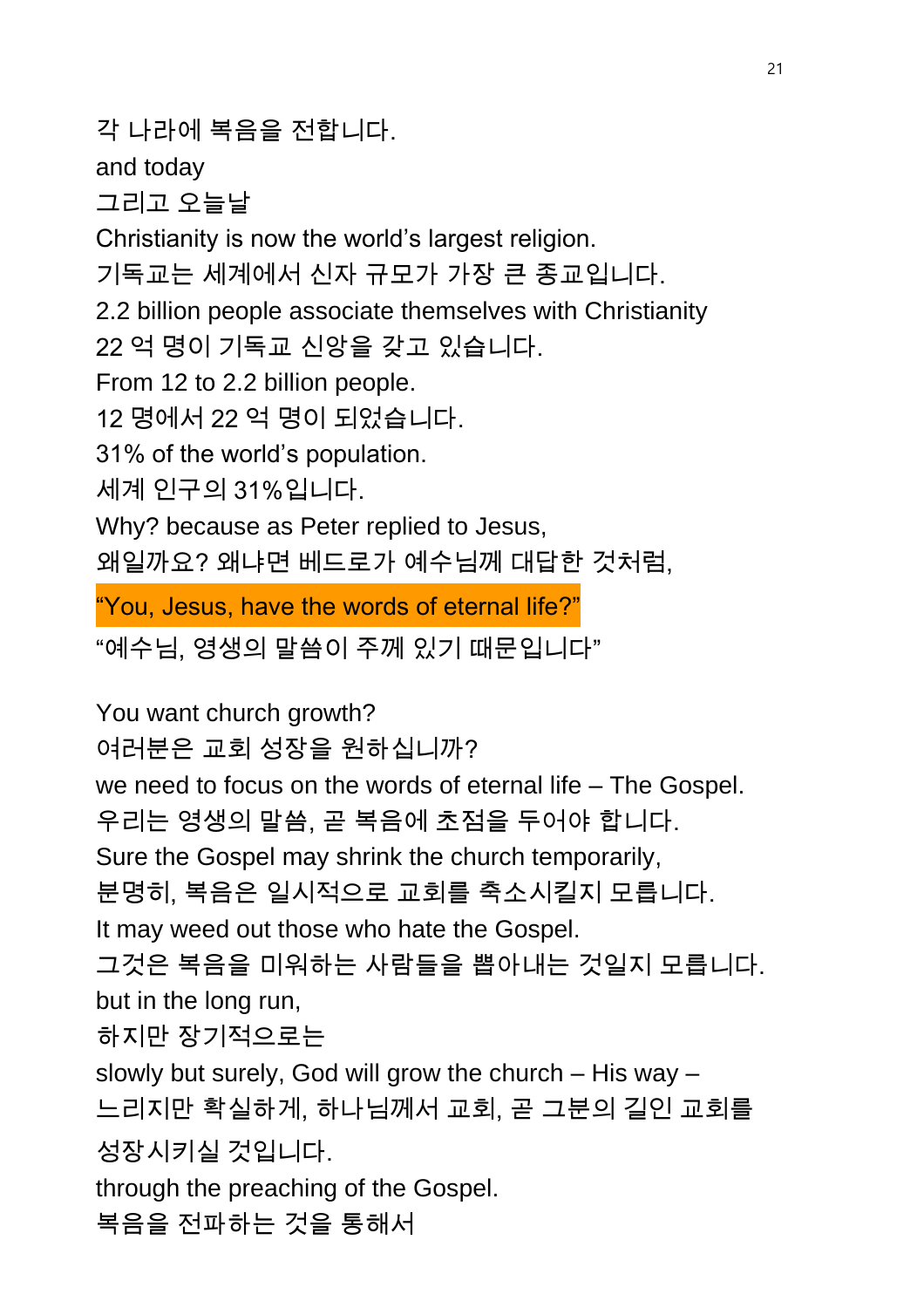각 나라에 복음을 전합니다.
and today
그리고 오늘날
Christianity is now the world's largest religion.
기독교는 세계에서 신자 규모가 가장 큰 종교입니다.
2.2 billion people associate themselves with Christianity
22 억 명이 기독교 신앙을 갖고 있습니다.
From 12 to 2.2 billion people.
12 명에서 22 억 명이 되었습니다.
31% of the world's population.
세계 인구의 31%입니다.
Why? because as Peter replied to Jesus,
왜일까요? 왜냐면 베드로가 예수님께 대답한 것처럼,
"You, Jesus, have the words of eternal life?"
"예수님, 영생의 말씀이 주께 있기 때문입니다"

You want church growth?
여러분은 교회 성장을 원하십니까?
we need to focus on the words of eternal life – The Gospel.
우리는 영생의 말씀, 곧 복음에 초점을 두어야 합니다.
Sure the Gospel may shrink the church temporarily,
분명히, 복음은 일시적으로 교회를 축소시킬지 모릅니다.
It may weed out those who hate the Gospel.
그것은 복음을 미워하는 사람들을 뽑아내는 것일지 모릅니다.
but in the long run,
하지만 장기적으로는
slowly but surely, God will grow the church – His way –
느리지만 확실하게, 하나님께서 교회, 곧 그분의 길인 교회를 성장시키실 것입니다.
through the preaching of the Gospel.
복음을 전파하는 것을 통해서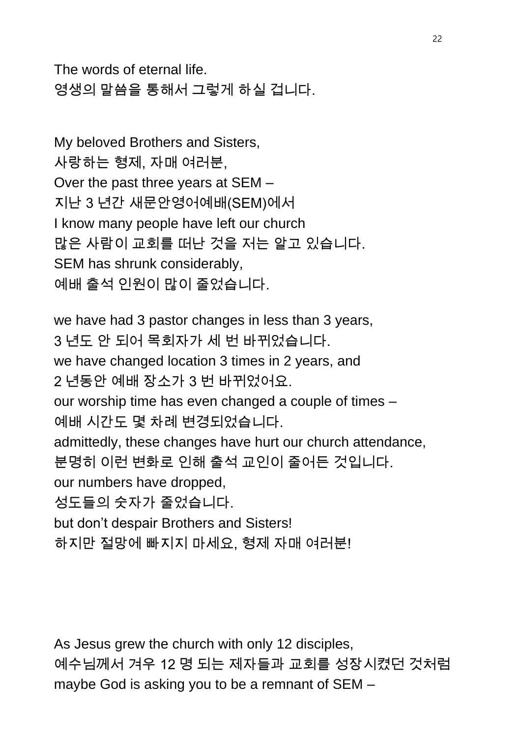The words of eternal life.
영생의 말씀을 통해서 그렇게 하실 겁니다.

My beloved Brothers and Sisters,
사랑하는 형제, 자매 여러분,
Over the past three years at SEM –
지난 3 년간 새문안영어예배(SEM)에서
I know many people have left our church
많은 사람이 교회를 떠난 것을 저는 알고 있습니다.
SEM has shrunk considerably,
예배 출석 인원이 많이 줄었습니다.

we have had 3 pastor changes in less than 3 years,
3 년도 안 되어 목회자가 세 번 바뀌었습니다.
we have changed location 3 times in 2 years, and
2 년동안 예배 장소가 3 번 바뀌었어요.
our worship time has even changed a couple of times –
예배 시간도 몇 차례 변경되었습니다.
admittedly, these changes have hurt our church attendance,
분명히 이런 변화로 인해 출석 교인이 줄어든 것입니다.
our numbers have dropped,
성도들의 숫자가 줄었습니다.
but don't despair Brothers and Sisters!
하지만 절망에 빠지지 마세요, 형제 자매 여러분!

As Jesus grew the church with only 12 disciples,
예수님께서 겨우 12 명 되는 제자들과 교회를 성장시켰던 것처럼
maybe God is asking you to be a remnant of SEM –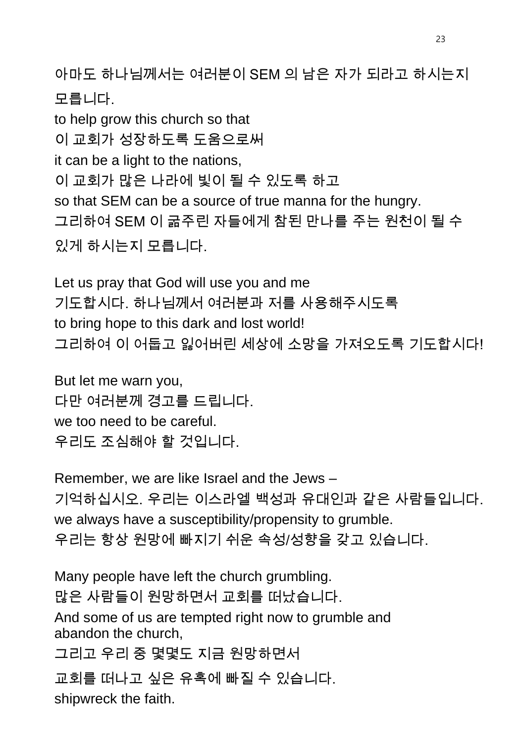아마도 하나님께서는 여러분이 SEM 의 남은 자가 되라고 하시는지 모릅니다.
to help grow this church so that
이 교회가 성장하도록 도움으로써
it can be a light to the nations,
이 교회가 많은 나라에 빛이 될 수 있도록 하고
so that SEM can be a source of true manna for the hungry.
그리하여 SEM 이 굶주린 자들에게 참된 만나를 주는 원천이 될 수 있게 하시는지 모릅니다.

Let us pray that God will use you and me
기도합시다. 하나님께서 여러분과 저를 사용해주시도록
to bring hope to this dark and lost world!
그리하여 이 어둡고 잃어버린 세상에 소망을 가져오도록 기도합시다!

But let me warn you,
다만 여러분께 경고를 드립니다.
we too need to be careful.
우리도 조심해야 할 것입니다.

Remember, we are like Israel and the Jews –
기억하십시오. 우리는 이스라엘 백성과 유대인과 같은 사람들입니다.
we always have a susceptibility/propensity to grumble.
우리는 항상 원망에 빠지기 쉬운 속성/성향을 갖고 있습니다.

Many people have left the church grumbling.
많은 사람들이 원망하면서 교회를 떠났습니다.
And some of us are tempted right now to grumble and abandon the church,
그리고 우리 중 몇몇도 지금 원망하면서
교회를 떠나고 싶은 유혹에 빠질 수 있습니다.
shipwreck the faith.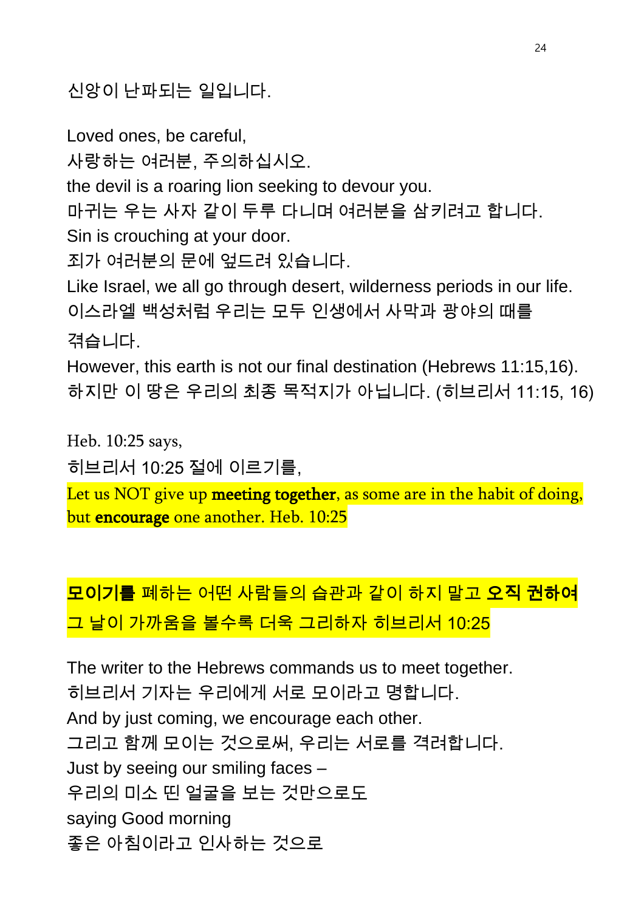신앙이 난파되는 일입니다.

Loved ones, be careful,
사랑하는 여러분, 주의하십시오.
the devil is a roaring lion seeking to devour you.
마귀는 우는 사자 같이 두루 다니며 여러분을 삼키려고 합니다.
Sin is crouching at your door.
죄가 여러분의 문에 엎드려 있습니다.
Like Israel, we all go through desert, wilderness periods in our life.
이스라엘 백성처럼 우리는 모두 인생에서 사막과 광야의 때를
겪습니다.
However, this earth is not our final destination (Hebrews 11:15,16).
하지만 이 땅은 우리의 최종 목적지가 아닙니다. (히브리서 11:15, 16)

Heb. 10:25 says,
히브리서 10:25 절에 이르기를,
Let us NOT give up **meeting together**, as some are in the habit of doing, but **encourage** one another. Heb. 10:25

**모이기를** 폐하는 어떤 사람들의 습관과 같이 하지 말고 **오직 권하여** 그 날이 가까움을 볼수록 더욱 그리하자 히브리서 10:25

The writer to the Hebrews commands us to meet together.
히브리서 기자는 우리에게 서로 모이라고 명합니다.
And by just coming, we encourage each other.
그리고 함께 모이는 것으로써, 우리는 서로를 격려합니다.
Just by seeing our smiling faces –
우리의 미소 띤 얼굴을 보는 것만으로도
saying Good morning
좋은 아침이라고 인사하는 것으로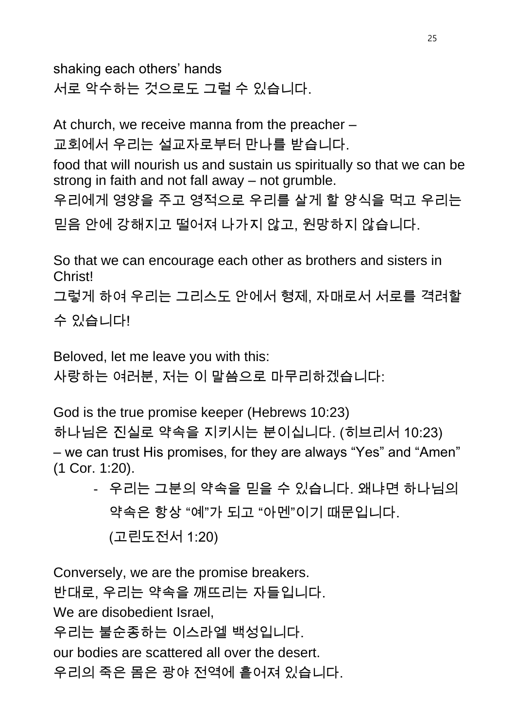shaking each others' hands
서로 악수하는 것으로도 그럴 수 있습니다.

At church, we receive manna from the preacher –
교회에서 우리는 설교자로부터 만나를 받습니다.
food that will nourish us and sustain us spiritually so that we can be strong in faith and not fall away – not grumble.
우리에게 영양을 주고 영적으로 우리를 살게 할 양식을 먹고 우리는 믿음 안에 강해지고 떨어져 나가지 않고, 원망하지 않습니다.

So that we can encourage each other as brothers and sisters in Christ!
그렇게 하여 우리는 그리스도 안에서 형제, 자매로서 서로를 격려할 수 있습니다!

Beloved, let me leave you with this:
사랑하는 여러분, 저는 이 말씀으로 마무리하겠습니다:

God is the true promise keeper (Hebrews 10:23)
하나님은 진실로 약속을 지키시는 분이십니다. (히브리서 10:23)
– we can trust His promises, for they are always "Yes" and "Amen" (1 Cor. 1:20).

- 우리는 그분의 약속을 믿을 수 있습니다. 왜냐면 하나님의 약속은 항상 "예"가 되고 "아멘"이기 때문입니다. (고린도전서 1:20)

Conversely, we are the promise breakers.
반대로, 우리는 약속을 깨뜨리는 자들입니다.
We are disobedient Israel,
우리는 불순종하는 이스라엘 백성입니다.
our bodies are scattered all over the desert.
우리의 죽은 몸은 광야 전역에 흩어져 있습니다.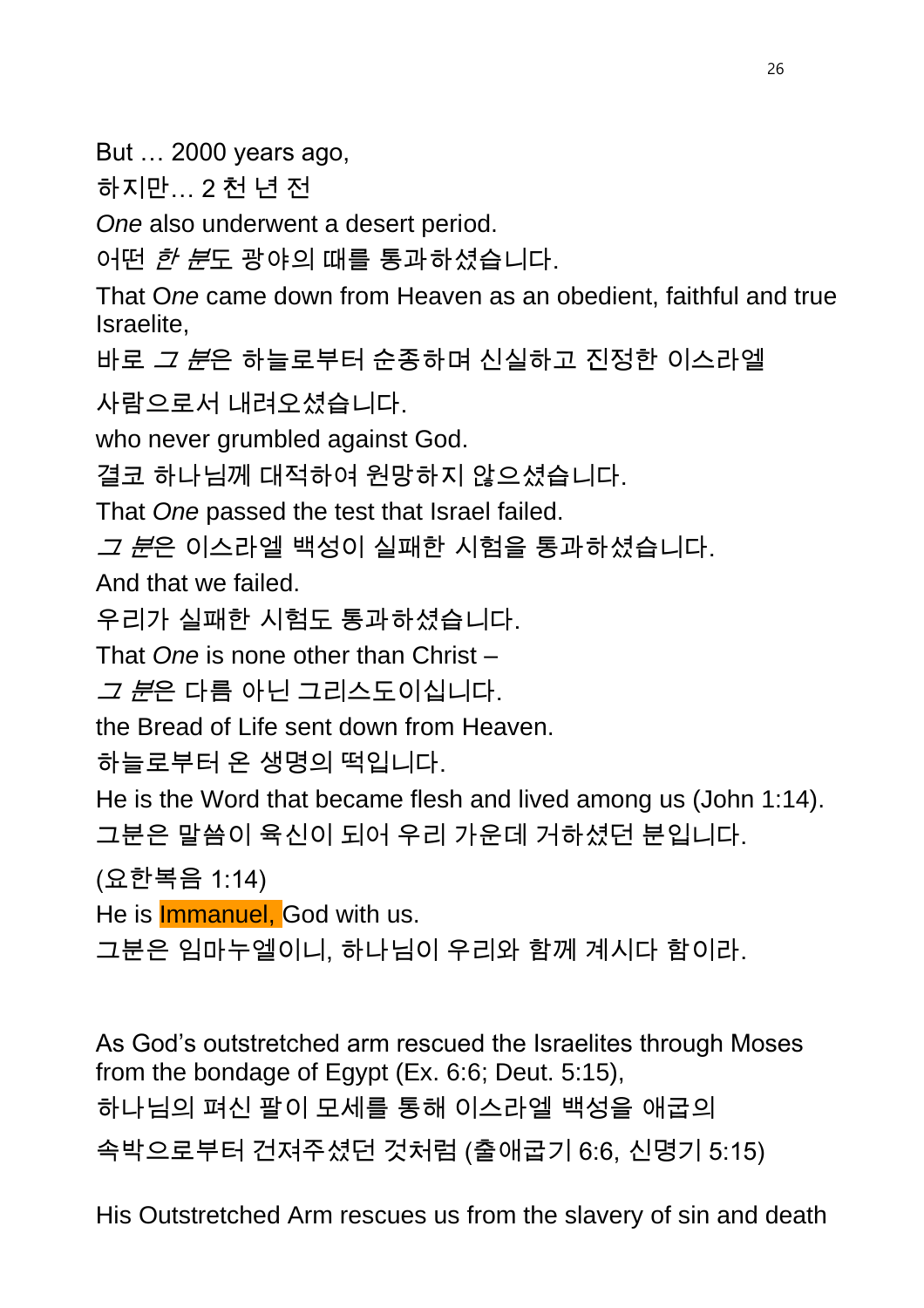But … 2000 years ago,

하지만… 2 천 년 전

*One* also underwent a desert period.

어떤 *한 분*도 광야의 때를 통과하셨습니다.

That *One* came down from Heaven as an obedient, faithful and true Israelite,

바로 *그 분*은 하늘로부터 순종하며 신실하고 진정한 이스라엘 사람으로서 내려오셨습니다.

who never grumbled against God.

결코 하나님께 대적하여 원망하지 않으셨습니다.

That *One* passed the test that Israel failed.

*그 분*은 이스라엘 백성이 실패한 시험을 통과하셨습니다.

And that we failed.

우리가 실패한 시험도 통과하셨습니다.

That *One* is none other than Christ –

*그 분*은 다름 아닌 그리스도이십니다.

the Bread of Life sent down from Heaven.

하늘로부터 온 생명의 떡입니다.

He is the Word that became flesh and lived among us (John 1:14).

그분은 말씀이 육신이 되어 우리 가운데 거하셨던 분입니다. (요한복음 1:14)

He is Immanuel, God with us.

그분은 임마누엘이니, 하나님이 우리와 함께 계시다 함이라.

As God's outstretched arm rescued the Israelites through Moses from the bondage of Egypt (Ex. 6:6; Deut. 5:15),

하나님의 펴신 팔이 모세를 통해 이스라엘 백성을 애굽의 속박으로부터 건져주셨던 것처럼 (출애굽기 6:6, 신명기 5:15)

His Outstretched Arm rescues us from the slavery of sin and death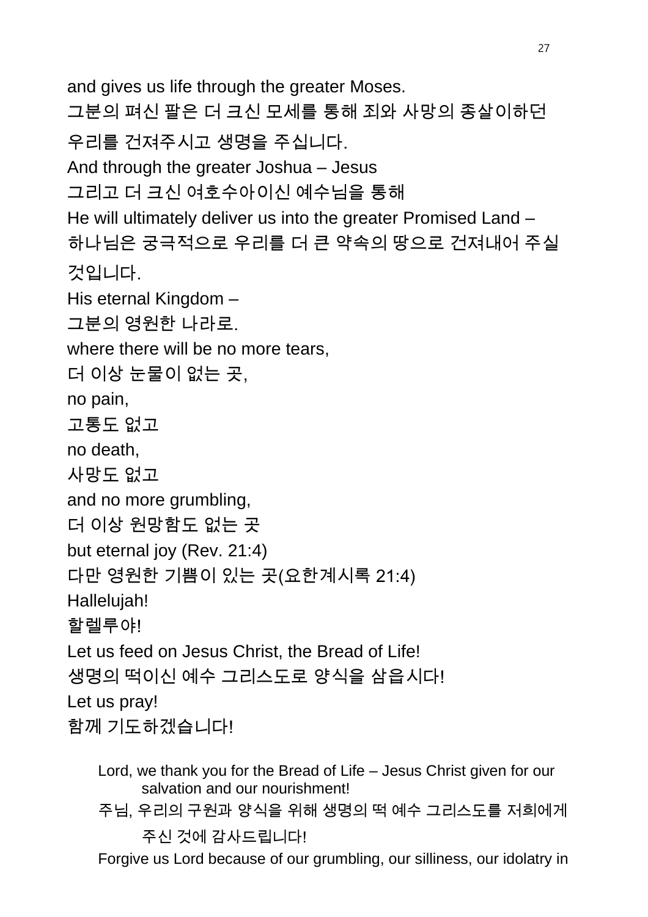and gives us life through the greater Moses.

그분의 펴신 팔은 더 크신 모세를 통해 죄와 사망의 종살이하던 우리를 건져주시고 생명을 주십니다.

And through the greater Joshua – Jesus

그리고 더 크신 여호수아이신 예수님을 통해

He will ultimately deliver us into the greater Promised Land –

하나님은 궁극적으로 우리를 더 큰 약속의 땅으로 건져내어 주실 것입니다.

His eternal Kingdom –

그분의 영원한 나라로.

where there will be no more tears,

더 이상 눈물이 없는 곳,

no pain,

고통도 없고

no death,

사망도 없고

and no more grumbling,

더 이상 원망함도 없는 곳

but eternal joy (Rev. 21:4)

다만 영원한 기쁨이 있는 곳(요한계시록 21:4)

Hallelujah!

할렐루야!

Let us feed on Jesus Christ, the Bread of Life!

생명의 떡이신 예수 그리스도로 양식을 삼읍시다!

Let us pray!

함께 기도하겠습니다!

> Lord, we thank you for the Bread of Life – Jesus Christ given for our salvation and our nourishment!
>
> 주님, 우리의 구원과 양식을 위해 생명의 떡 예수 그리스도를 저희에게 주신 것에 감사드립니다!
>
> Forgive us Lord because of our grumbling, our silliness, our idolatry in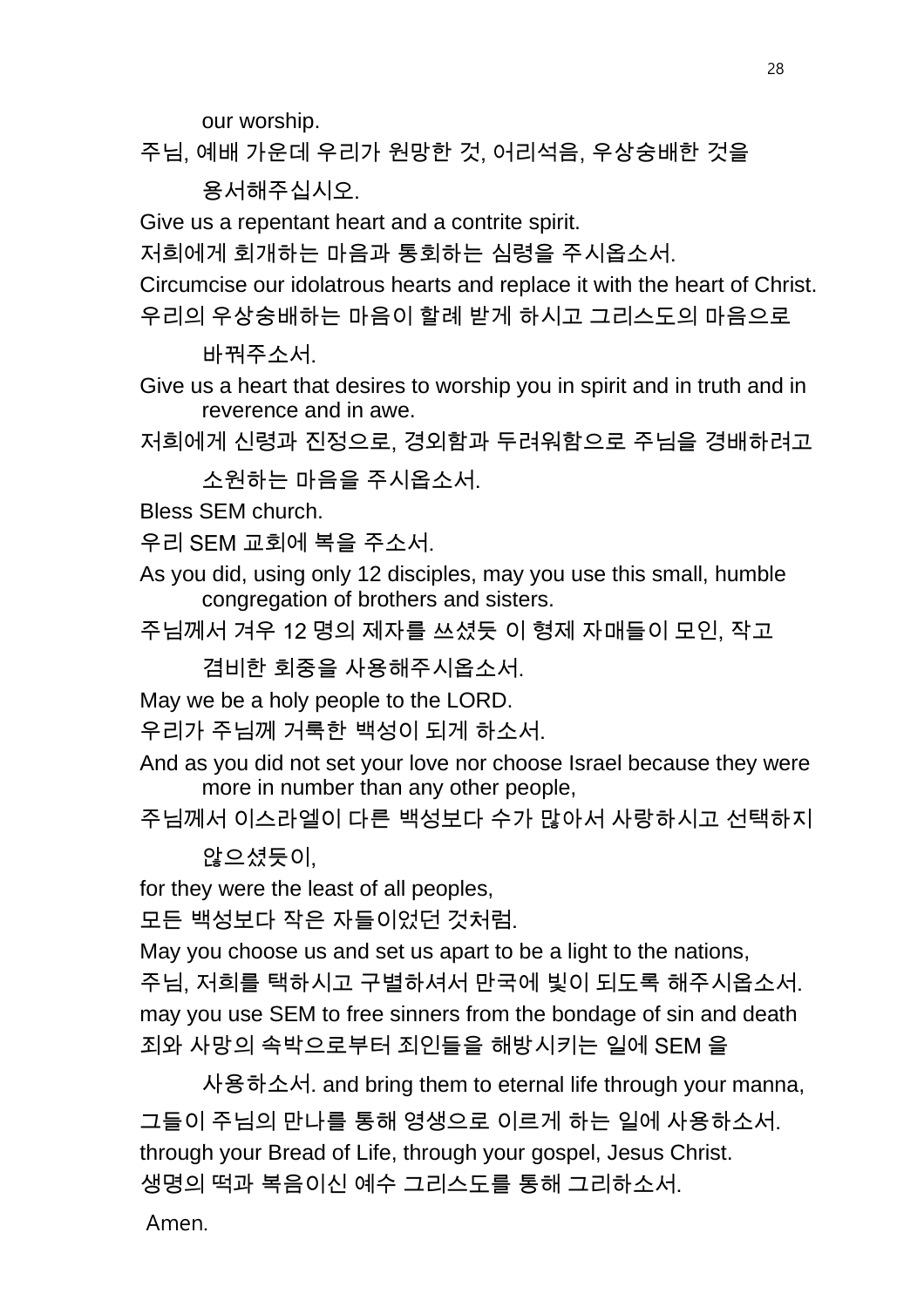our worship.

주님, 예배 가운데 우리가 원망한 것, 어리석음, 우상숭배한 것을 용서해주십시오.

Give us a repentant heart and a contrite spirit.

저희에게 회개하는 마음과 통회하는 심령을 주시옵소서.

Circumcise our idolatrous hearts and replace it with the heart of Christ.

우리의 우상숭배하는 마음이 할례 받게 하시고 그리스도의 마음으로 바꿔주소서.

Give us a heart that desires to worship you in spirit and in truth and in reverence and in awe.

저희에게 신령과 진정으로, 경외함과 두려워함으로 주님을 경배하려고 소원하는 마음을 주시옵소서.

Bless SEM church.

우리 SEM 교회에 복을 주소서.

As you did, using only 12 disciples, may you use this small, humble congregation of brothers and sisters.

주님께서 겨우 12 명의 제자를 쓰셨듯 이 형제 자매들이 모인, 작고 겸비한 회중을 사용해주시옵소서.

May we be a holy people to the LORD.

우리가 주님께 거룩한 백성이 되게 하소서.

And as you did not set your love nor choose Israel because they were more in number than any other people,

주님께서 이스라엘이 다른 백성보다 수가 많아서 사랑하시고 선택하지 않으셨듯이,

for they were the least of all peoples,

모든 백성보다 작은 자들이었던 것처럼.

May you choose us and set us apart to be a light to the nations,

주님, 저희를 택하시고 구별하셔서 만국에 빛이 되도록 해주시옵소서.

may you use SEM to free sinners from the bondage of sin and death

죄와 사망의 속박으로부터 죄인들을 해방시키는 일에 SEM 을 사용하소서. and bring them to eternal life through your manna,

그들이 주님의 만나를 통해 영생으로 이르게 하는 일에 사용하소서.

through your Bread of Life, through your gospel, Jesus Christ.

생명의 떡과 복음이신 예수 그리스도를 통해 그리하소서.

Amen.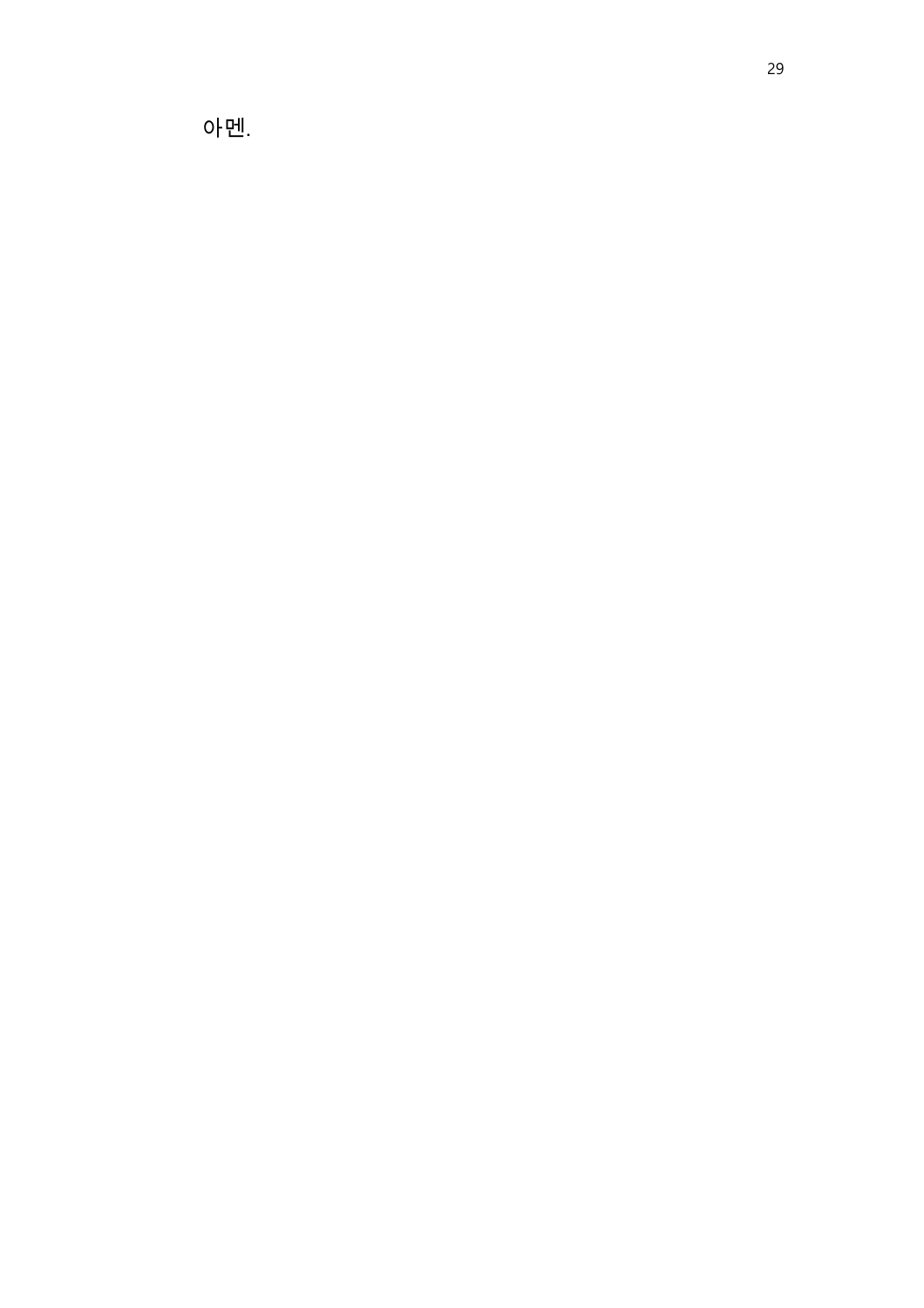아멘.